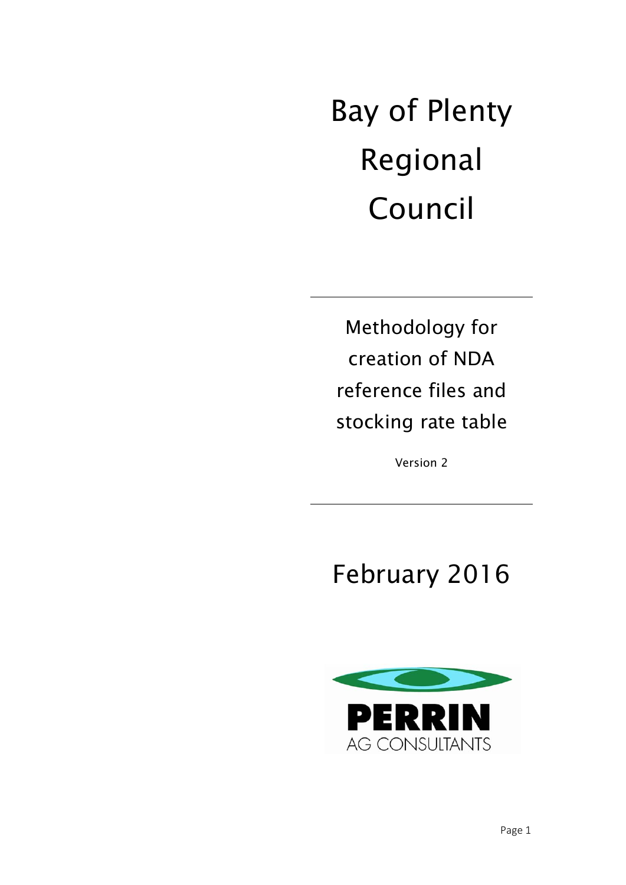# Bay of Plenty Regional Council

Methodology for creation of NDA reference files and stocking rate table

Version 2

## February 2016

PERRIN AG CONSULTANTS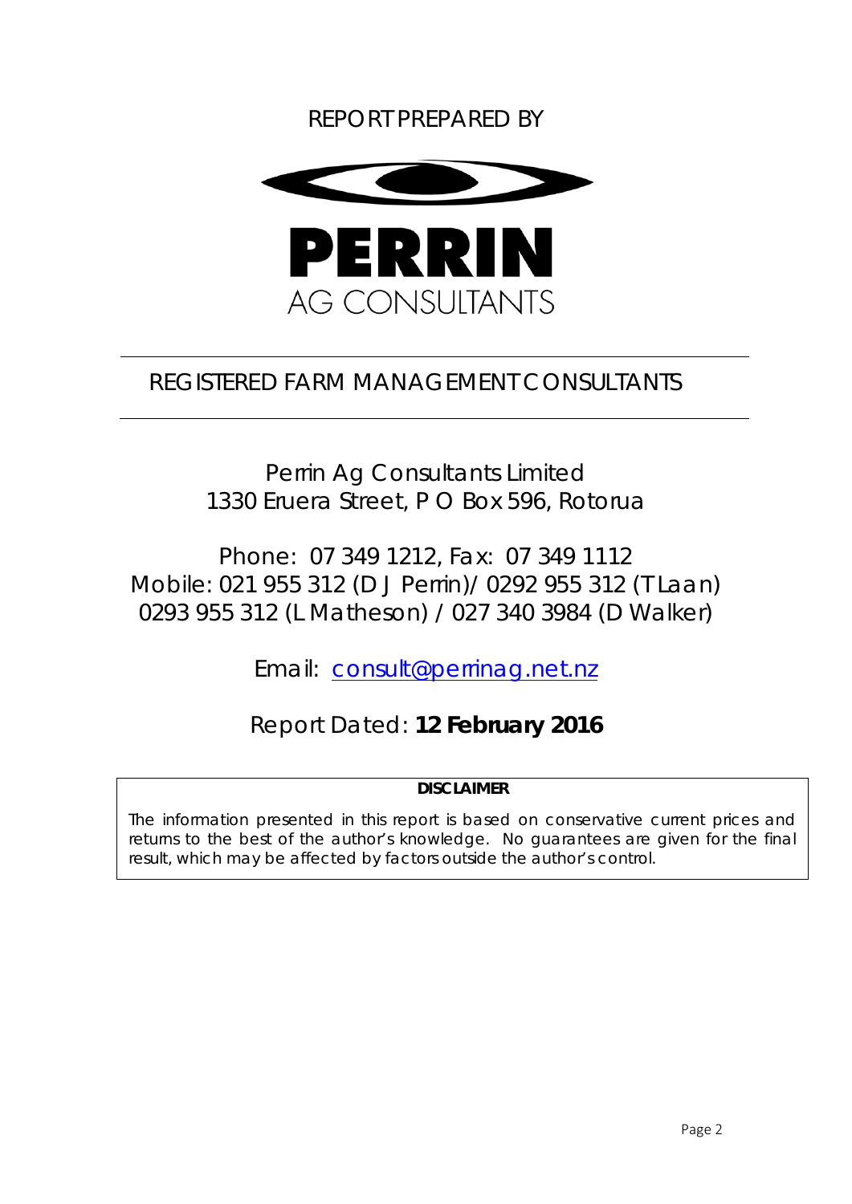REPORT PREPARED BY

**PERRIN**

AG CONSULTANTS

---

## REGISTERED FARM MANAGEMENT CONSULTANTS

---

Perrin Ag Consultants Limited
1330 Eruera Street, P O Box 596, Rotorua

Phone: 07 349 1212, Fax: 07 349 1112
Mobile: 021 955 312 (D J Perrin)/ 0292 955 312 (T Laan)
0293 955 312 (L Matheson) / 027 340 3984 (D Walker)

Email: consult@perrinag.net.nz

Report Dated: **12 February 2016**

**DISCLAIMER**

*The information presented in this report is based on conservative current prices and returns to the best of the author's knowledge. No guarantees are given for the final result, which may be affected by factors outside the author's control.*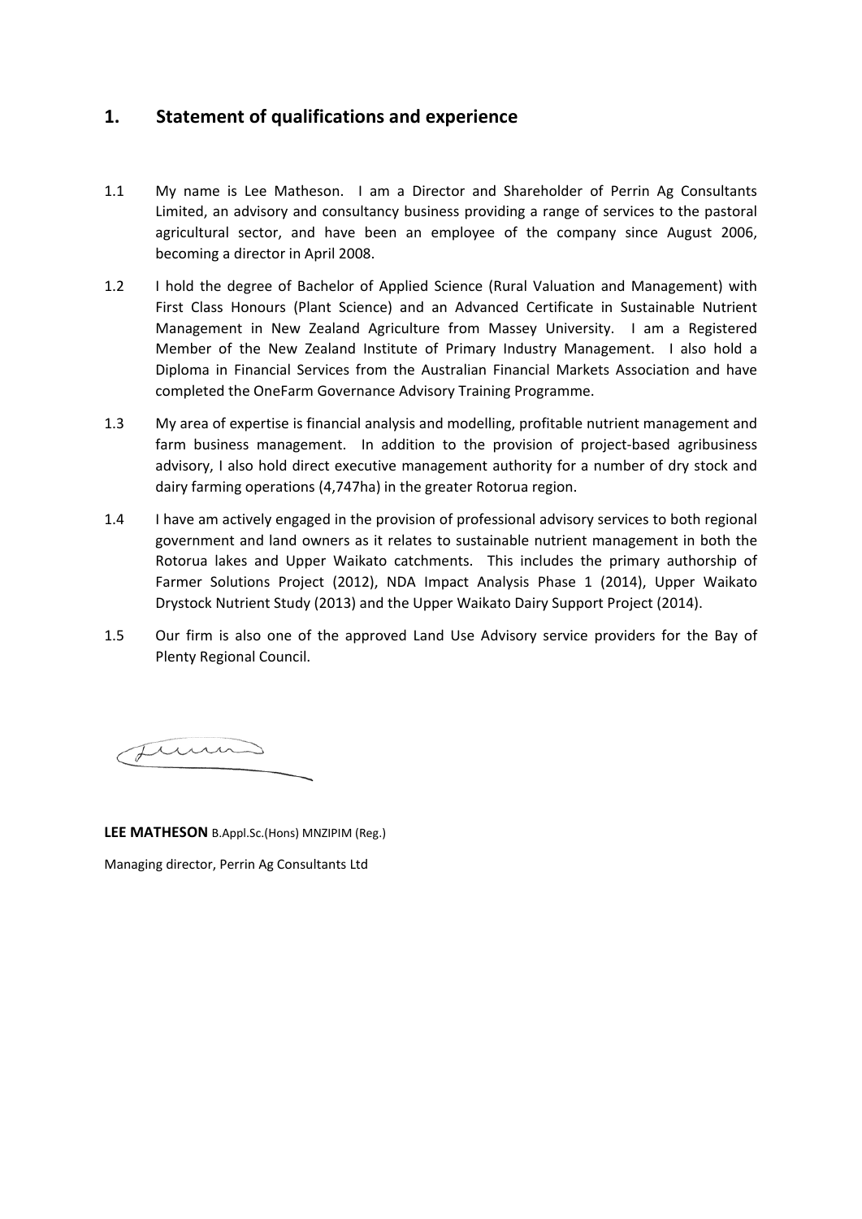## 1. Statement of qualifications and experience

1.1 My name is Lee Matheson. I am a Director and Shareholder of Perrin Ag Consultants Limited, an advisory and consultancy business providing a range of services to the pastoral agricultural sector, and have been an employee of the company since August 2006, becoming a director in April 2008.

1.2 I hold the degree of Bachelor of Applied Science (Rural Valuation and Management) with First Class Honours (Plant Science) and an Advanced Certificate in Sustainable Nutrient Management in New Zealand Agriculture from Massey University. I am a Registered Member of the New Zealand Institute of Primary Industry Management. I also hold a Diploma in Financial Services from the Australian Financial Markets Association and have completed the OneFarm Governance Advisory Training Programme.

1.3 My area of expertise is financial analysis and modelling, profitable nutrient management and farm business management. In addition to the provision of project-based agribusiness advisory, I also hold direct executive management authority for a number of dry stock and dairy farming operations (4,747ha) in the greater Rotorua region.

1.4 I have am actively engaged in the provision of professional advisory services to both regional government and land owners as it relates to sustainable nutrient management in both the Rotorua lakes and Upper Waikato catchments. This includes the primary authorship of Farmer Solutions Project (2012), NDA Impact Analysis Phase 1 (2014), Upper Waikato Drystock Nutrient Study (2013) and the Upper Waikato Dairy Support Project (2014).

1.5 Our firm is also one of the approved Land Use Advisory service providers for the Bay of Plenty Regional Council.

**LEE MATHESON** B.Appl.Sc.(Hons) MNZIPIM (Reg.)

Managing director, Perrin Ag Consultants Ltd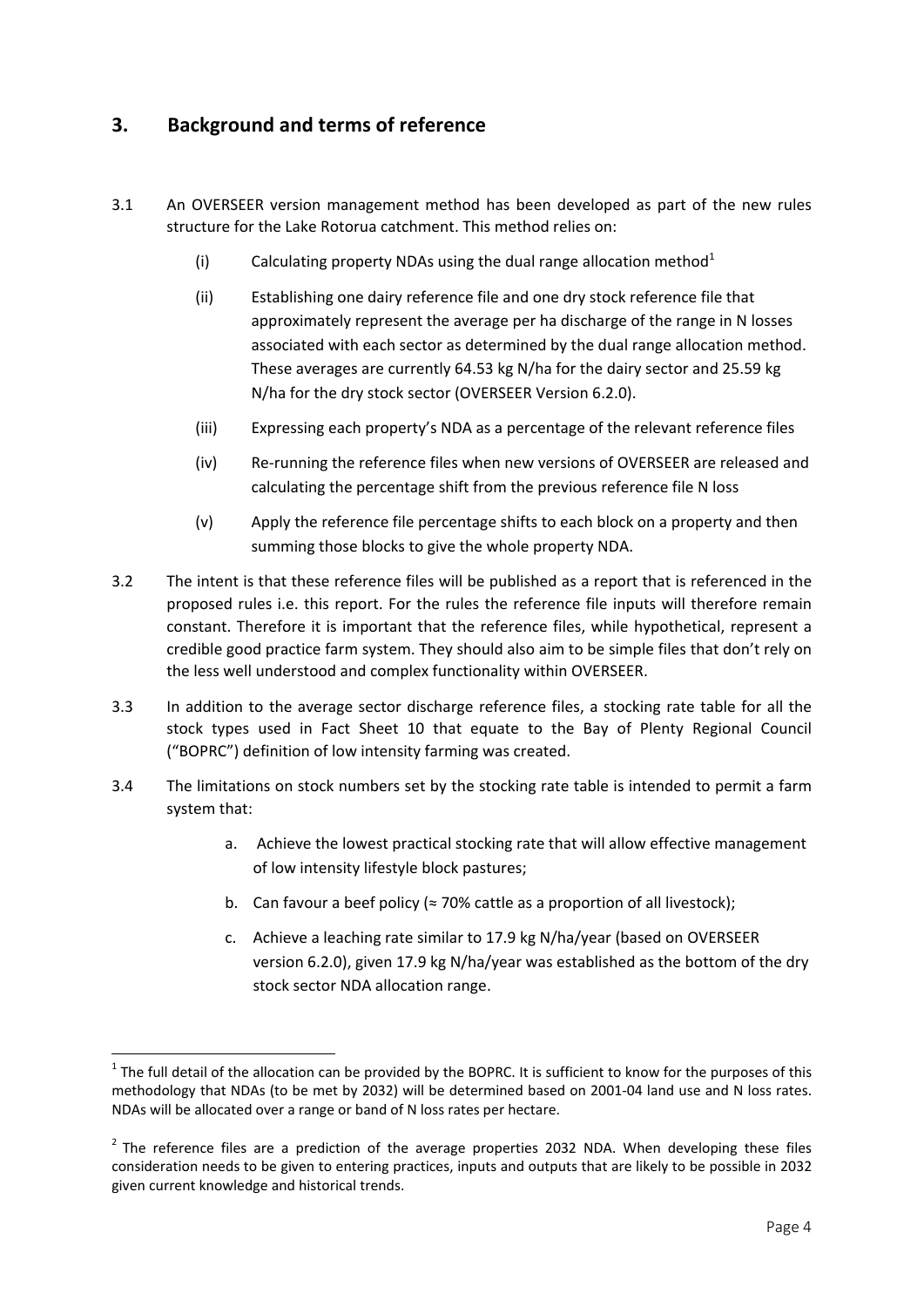## 3. Background and terms of reference

3.1 An OVERSEER version management method has been developed as part of the new rules structure for the Lake Rotorua catchment. This method relies on:

(i) Calculating property NDAs using the dual range allocation method[1]

(ii) Establishing one dairy reference file and one dry stock reference file that approximately represent the average per ha discharge of the range in N losses associated with each sector as determined by the dual range allocation method. These averages are currently 64.53 kg N/ha for the dairy sector and 25.59 kg N/ha for the dry stock sector (OVERSEER Version 6.2.0).

(iii) Expressing each property's NDA as a percentage of the relevant reference files

(iv) Re-running the reference files when new versions of OVERSEER are released and calculating the percentage shift from the previous reference file N loss

(v) Apply the reference file percentage shifts to each block on a property and then summing those blocks to give the whole property NDA.

3.2 The intent is that these reference files will be published as a report that is referenced in the proposed rules i.e. this report. For the rules the reference file inputs will therefore remain constant. Therefore it is important that the reference files, while hypothetical, represent a credible good practice farm system. They should also aim to be simple files that don't rely on the less well understood and complex functionality within OVERSEER.

3.3 In addition to the average sector discharge reference files, a stocking rate table for all the stock types used in Fact Sheet 10 that equate to the Bay of Plenty Regional Council ("BOPRC") definition of low intensity farming was created.

3.4 The limitations on stock numbers set by the stocking rate table is intended to permit a farm system that:

a. Achieve the lowest practical stocking rate that will allow effective management of low intensity lifestyle block pastures;

b. Can favour a beef policy (≈ 70% cattle as a proportion of all livestock);

c. Achieve a leaching rate similar to 17.9 kg N/ha/year (based on OVERSEER version 6.2.0), given 17.9 kg N/ha/year was established as the bottom of the dry stock sector NDA allocation range.

---

[1] The full detail of the allocation can be provided by the BOPRC. It is sufficient to know for the purposes of this methodology that NDAs (to be met by 2032) will be determined based on 2001-04 land use and N loss rates. NDAs will be allocated over a range or band of N loss rates per hectare.

[2] The reference files are a prediction of the average properties 2032 NDA. When developing these files consideration needs to be given to entering practices, inputs and outputs that are likely to be possible in 2032 given current knowledge and historical trends.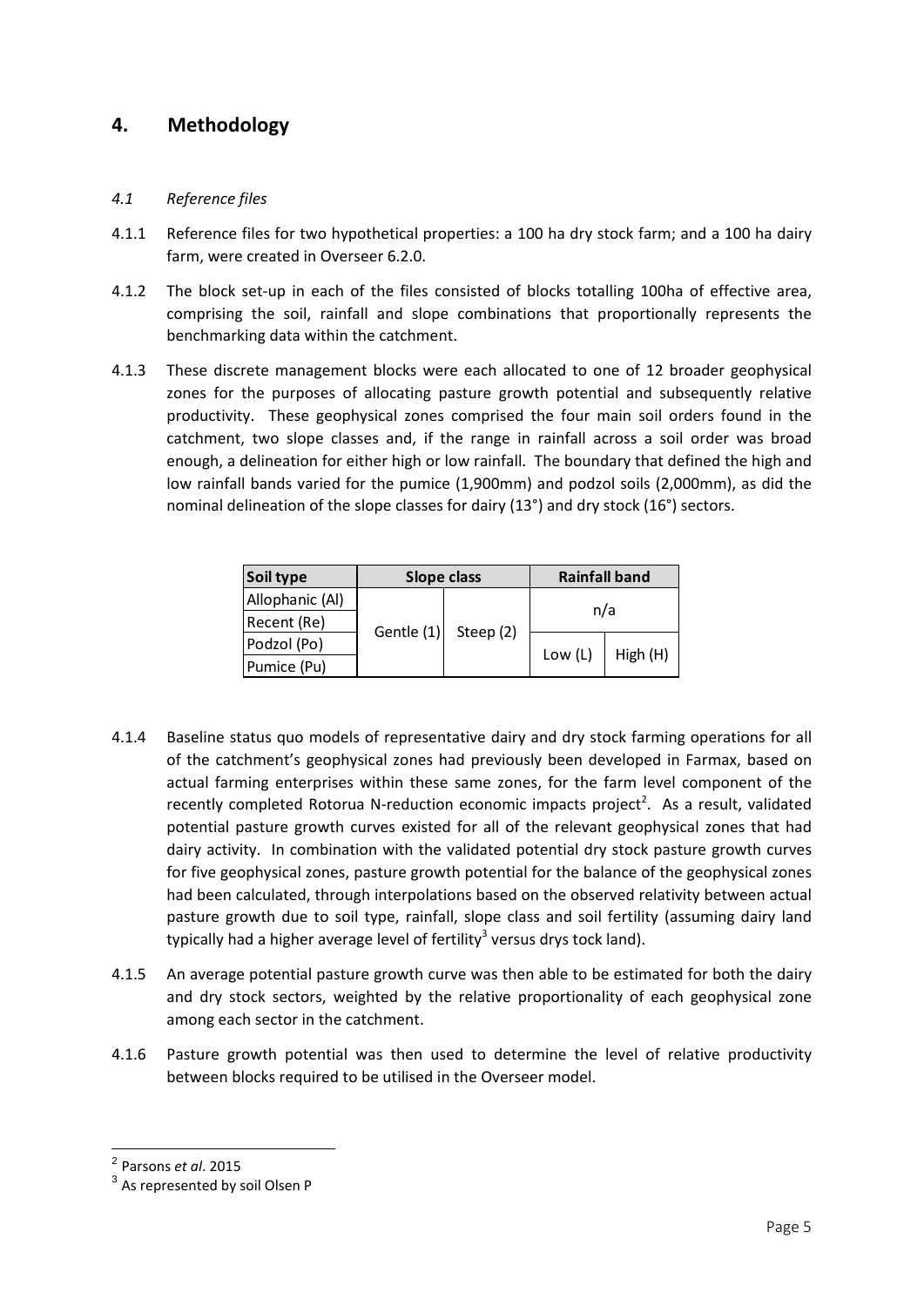## 4. Methodology

### *4.1 Reference files*

4.1.1 Reference files for two hypothetical properties: a 100 ha dry stock farm; and a 100 ha dairy farm, were created in Overseer 6.2.0.

4.1.2 The block set-up in each of the files consisted of blocks totalling 100ha of effective area, comprising the soil, rainfall and slope combinations that proportionally represents the benchmarking data within the catchment.

4.1.3 These discrete management blocks were each allocated to one of 12 broader geophysical zones for the purposes of allocating pasture growth potential and subsequently relative productivity. These geophysical zones comprised the four main soil orders found in the catchment, two slope classes and, if the range in rainfall across a soil order was broad enough, a delineation for either high or low rainfall. The boundary that defined the high and low rainfall bands varied for the pumice (1,900mm) and podzol soils (2,000mm), as did the nominal delineation of the slope classes for dairy (13°) and dry stock (16°) sectors.

| Soil type | Slope class | | Rainfall band | |
|---|---|---|---|---|
| Allophanic (Al) | Gentle (1) | Steep (2) | n/a | |
| Recent (Re) | | | | |
| Podzol (Po) | | | Low (L) | High (H) |
| Pumice (Pu) | | | | |

4.1.4 Baseline status quo models of representative dairy and dry stock farming operations for all of the catchment's geophysical zones had previously been developed in Farmax, based on actual farming enterprises within these same zones, for the farm level component of the recently completed Rotorua N-reduction economic impacts project[2]. As a result, validated potential pasture growth curves existed for all of the relevant geophysical zones that had dairy activity. In combination with the validated potential dry stock pasture growth curves for five geophysical zones, pasture growth potential for the balance of the geophysical zones had been calculated, through interpolations based on the observed relativity between actual pasture growth due to soil type, rainfall, slope class and soil fertility (assuming dairy land typically had a higher average level of fertility[3] versus drys tock land).

4.1.5 An average potential pasture growth curve was then able to be estimated for both the dairy and dry stock sectors, weighted by the relative proportionality of each geophysical zone among each sector in the catchment.

4.1.6 Pasture growth potential was then used to determine the level of relative productivity between blocks required to be utilised in the Overseer model.

---

[2] Parsons *et al*. 2015

[3] As represented by soil Olsen P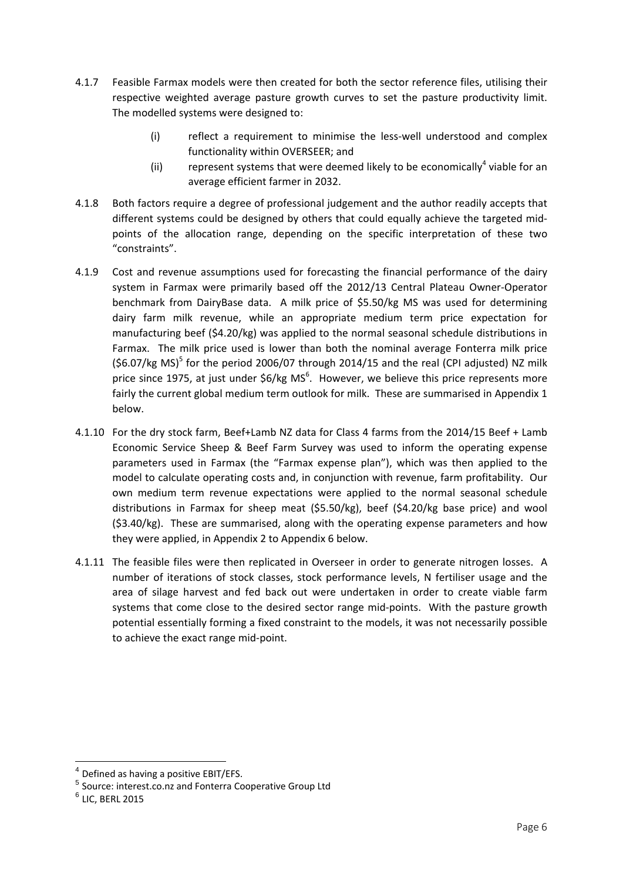4.1.7 Feasible Farmax models were then created for both the sector reference files, utilising their respective weighted average pasture growth curves to set the pasture productivity limit. The modelled systems were designed to:

(i) reflect a requirement to minimise the less-well understood and complex functionality within OVERSEER; and

(ii) represent systems that were deemed likely to be economically[4] viable for an average efficient farmer in 2032.

4.1.8 Both factors require a degree of professional judgement and the author readily accepts that different systems could be designed by others that could equally achieve the targeted mid-points of the allocation range, depending on the specific interpretation of these two "constraints".

4.1.9 Cost and revenue assumptions used for forecasting the financial performance of the dairy system in Farmax were primarily based off the 2012/13 Central Plateau Owner-Operator benchmark from DairyBase data. A milk price of $5.50/kg MS was used for determining dairy farm milk revenue, while an appropriate medium term price expectation for manufacturing beef ($4.20/kg) was applied to the normal seasonal schedule distributions in Farmax. The milk price used is lower than both the nominal average Fonterra milk price ($6.07/kg MS)[5] for the period 2006/07 through 2014/15 and the real (CPI adjusted) NZ milk price since 1975, at just under $6/kg MS[6]. However, we believe this price represents more fairly the current global medium term outlook for milk. These are summarised in Appendix 1 below.

4.1.10 For the dry stock farm, Beef+Lamb NZ data for Class 4 farms from the 2014/15 Beef + Lamb Economic Service Sheep & Beef Farm Survey was used to inform the operating expense parameters used in Farmax (the "Farmax expense plan"), which was then applied to the model to calculate operating costs and, in conjunction with revenue, farm profitability. Our own medium term revenue expectations were applied to the normal seasonal schedule distributions in Farmax for sheep meat ($5.50/kg), beef ($4.20/kg base price) and wool ($3.40/kg). These are summarised, along with the operating expense parameters and how they were applied, in Appendix 2 to Appendix 6 below.

4.1.11 The feasible files were then replicated in Overseer in order to generate nitrogen losses. A number of iterations of stock classes, stock performance levels, N fertiliser usage and the area of silage harvest and fed back out were undertaken in order to create viable farm systems that come close to the desired sector range mid-points. With the pasture growth potential essentially forming a fixed constraint to the models, it was not necessarily possible to achieve the exact range mid-point.

---

[4] Defined as having a positive EBIT/EFS.

[5] Source: interest.co.nz and Fonterra Cooperative Group Ltd

[6] LIC, BERL 2015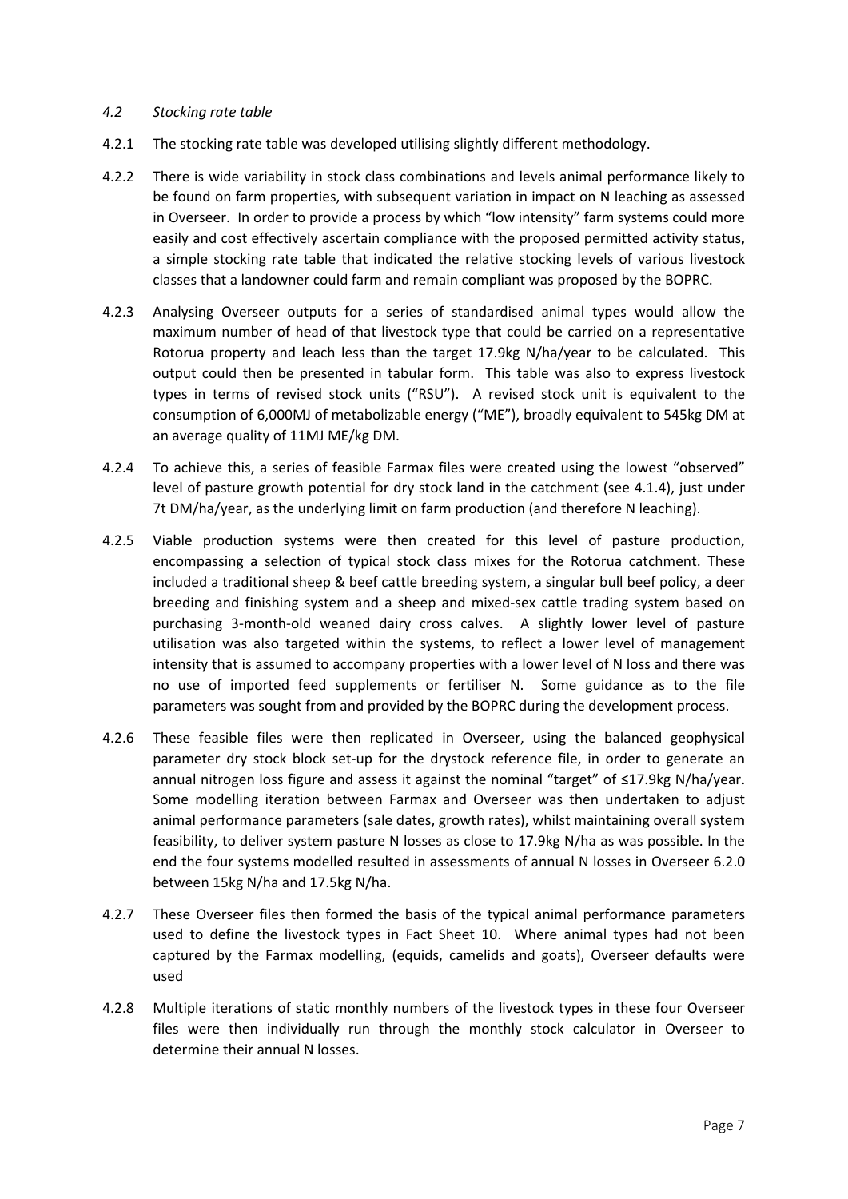### *4.2 Stocking rate table*

4.2.1 The stocking rate table was developed utilising slightly different methodology.

4.2.2 There is wide variability in stock class combinations and levels animal performance likely to be found on farm properties, with subsequent variation in impact on N leaching as assessed in Overseer. In order to provide a process by which "low intensity" farm systems could more easily and cost effectively ascertain compliance with the proposed permitted activity status, a simple stocking rate table that indicated the relative stocking levels of various livestock classes that a landowner could farm and remain compliant was proposed by the BOPRC.

4.2.3 Analysing Overseer outputs for a series of standardised animal types would allow the maximum number of head of that livestock type that could be carried on a representative Rotorua property and leach less than the target 17.9kg N/ha/year to be calculated. This output could then be presented in tabular form. This table was also to express livestock types in terms of revised stock units ("RSU"). A revised stock unit is equivalent to the consumption of 6,000MJ of metabolizable energy ("ME"), broadly equivalent to 545kg DM at an average quality of 11MJ ME/kg DM.

4.2.4 To achieve this, a series of feasible Farmax files were created using the lowest "observed" level of pasture growth potential for dry stock land in the catchment (see 4.1.4), just under 7t DM/ha/year, as the underlying limit on farm production (and therefore N leaching).

4.2.5 Viable production systems were then created for this level of pasture production, encompassing a selection of typical stock class mixes for the Rotorua catchment. These included a traditional sheep & beef cattle breeding system, a singular bull beef policy, a deer breeding and finishing system and a sheep and mixed-sex cattle trading system based on purchasing 3-month-old weaned dairy cross calves. A slightly lower level of pasture utilisation was also targeted within the systems, to reflect a lower level of management intensity that is assumed to accompany properties with a lower level of N loss and there was no use of imported feed supplements or fertiliser N. Some guidance as to the file parameters was sought from and provided by the BOPRC during the development process.

4.2.6 These feasible files were then replicated in Overseer, using the balanced geophysical parameter dry stock block set-up for the drystock reference file, in order to generate an annual nitrogen loss figure and assess it against the nominal "target" of ≤17.9kg N/ha/year. Some modelling iteration between Farmax and Overseer was then undertaken to adjust animal performance parameters (sale dates, growth rates), whilst maintaining overall system feasibility, to deliver system pasture N losses as close to 17.9kg N/ha as was possible. In the end the four systems modelled resulted in assessments of annual N losses in Overseer 6.2.0 between 15kg N/ha and 17.5kg N/ha.

4.2.7 These Overseer files then formed the basis of the typical animal performance parameters used to define the livestock types in Fact Sheet 10. Where animal types had not been captured by the Farmax modelling, (equids, camelids and goats), Overseer defaults were used

4.2.8 Multiple iterations of static monthly numbers of the livestock types in these four Overseer files were then individually run through the monthly stock calculator in Overseer to determine their annual N losses.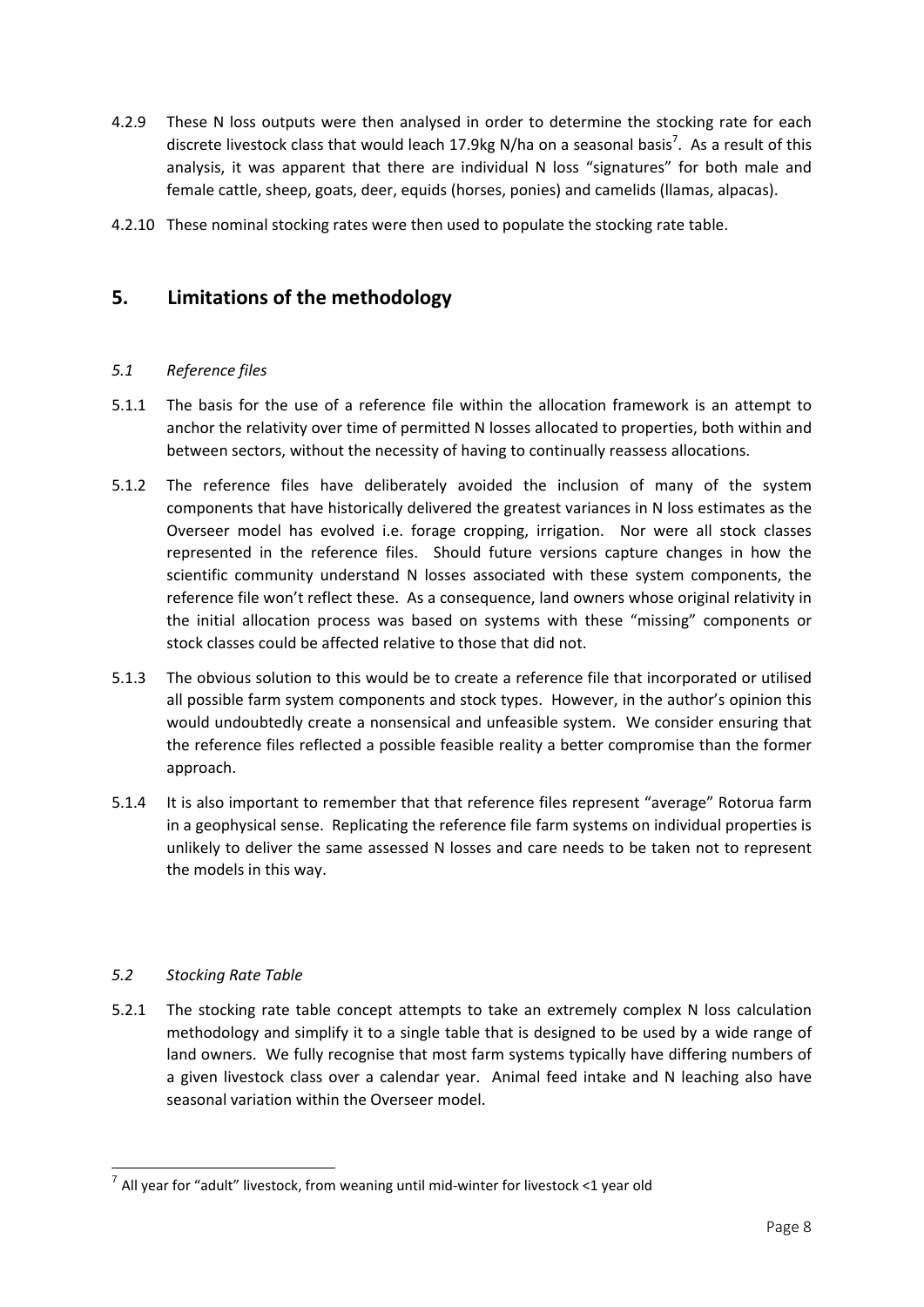4.2.9 These N loss outputs were then analysed in order to determine the stocking rate for each discrete livestock class that would leach 17.9kg N/ha on a seasonal basis[7]. As a result of this analysis, it was apparent that there are individual N loss "signatures" for both male and female cattle, sheep, goats, deer, equids (horses, ponies) and camelids (llamas, alpacas).

4.2.10 These nominal stocking rates were then used to populate the stocking rate table.

## 5. Limitations of the methodology

### *5.1 Reference files*

5.1.1 The basis for the use of a reference file within the allocation framework is an attempt to anchor the relativity over time of permitted N losses allocated to properties, both within and between sectors, without the necessity of having to continually reassess allocations.

5.1.2 The reference files have deliberately avoided the inclusion of many of the system components that have historically delivered the greatest variances in N loss estimates as the Overseer model has evolved i.e. forage cropping, irrigation. Nor were all stock classes represented in the reference files. Should future versions capture changes in how the scientific community understand N losses associated with these system components, the reference file won't reflect these. As a consequence, land owners whose original relativity in the initial allocation process was based on systems with these "missing" components or stock classes could be affected relative to those that did not.

5.1.3 The obvious solution to this would be to create a reference file that incorporated or utilised all possible farm system components and stock types. However, in the author's opinion this would undoubtedly create a nonsensical and unfeasible system. We consider ensuring that the reference files reflected a possible feasible reality a better compromise than the former approach.

5.1.4 It is also important to remember that that reference files represent "average" Rotorua farm in a geophysical sense. Replicating the reference file farm systems on individual properties is unlikely to deliver the same assessed N losses and care needs to be taken not to represent the models in this way.

### *5.2 Stocking Rate Table*

5.2.1 The stocking rate table concept attempts to take an extremely complex N loss calculation methodology and simplify it to a single table that is designed to be used by a wide range of land owners. We fully recognise that most farm systems typically have differing numbers of a given livestock class over a calendar year. Animal feed intake and N leaching also have seasonal variation within the Overseer model.

---

[7] All year for "adult" livestock, from weaning until mid-winter for livestock <1 year old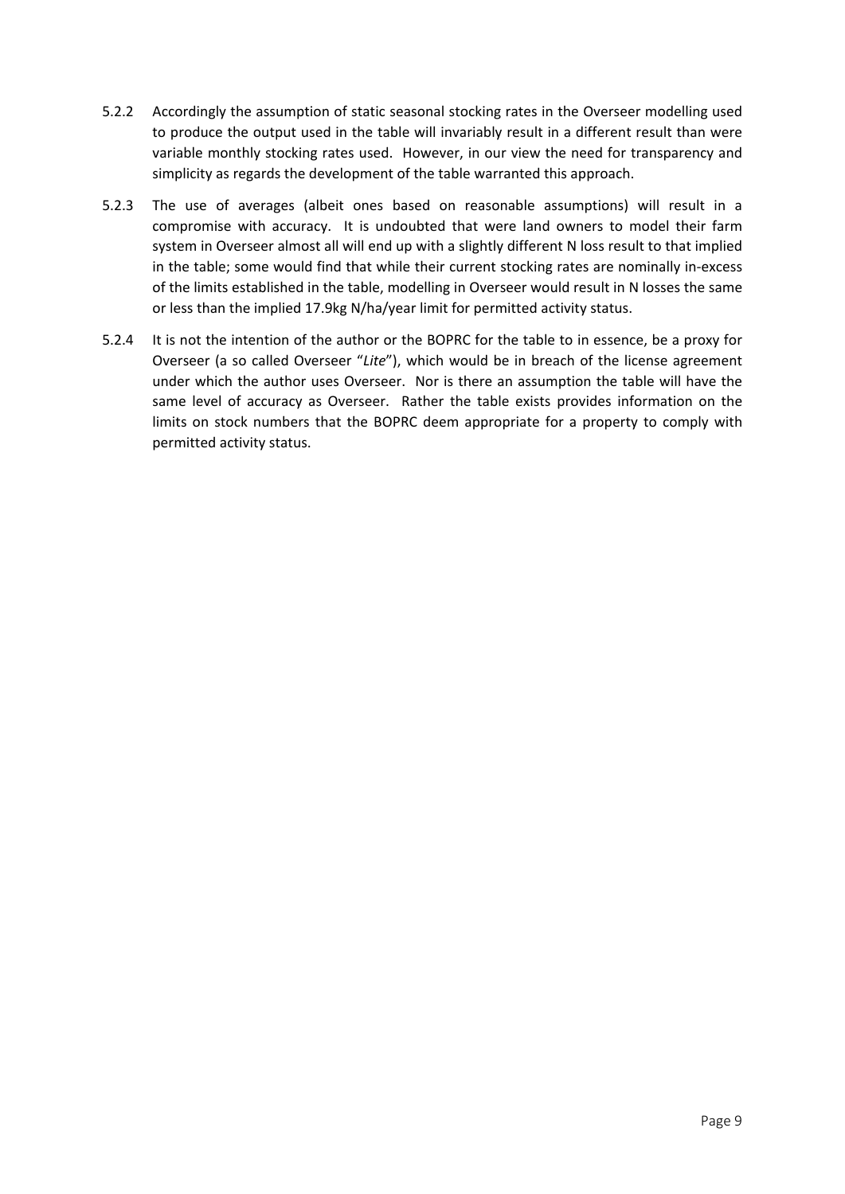5.2.2 Accordingly the assumption of static seasonal stocking rates in the Overseer modelling used to produce the output used in the table will invariably result in a different result than were variable monthly stocking rates used. However, in our view the need for transparency and simplicity as regards the development of the table warranted this approach.

5.2.3 The use of averages (albeit ones based on reasonable assumptions) will result in a compromise with accuracy. It is undoubted that were land owners to model their farm system in Overseer almost all will end up with a slightly different N loss result to that implied in the table; some would find that while their current stocking rates are nominally in-excess of the limits established in the table, modelling in Overseer would result in N losses the same or less than the implied 17.9kg N/ha/year limit for permitted activity status.

5.2.4 It is not the intention of the author or the BOPRC for the table to in essence, be a proxy for Overseer (a so called Overseer "*Lite*"), which would be in breach of the license agreement under which the author uses Overseer. Nor is there an assumption the table will have the same level of accuracy as Overseer. Rather the table exists provides information on the limits on stock numbers that the BOPRC deem appropriate for a property to comply with permitted activity status.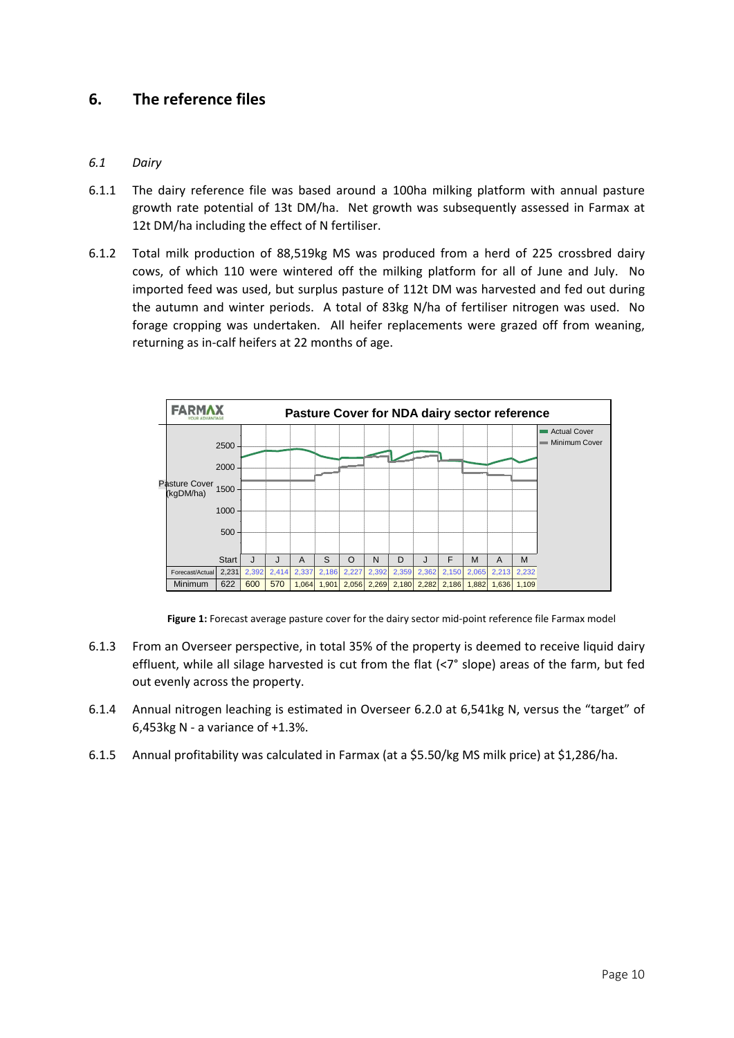## 6. The reference files

### 6.1 Dairy

6.1.1 The dairy reference file was based around a 100ha milking platform with annual pasture growth rate potential of 13t DM/ha. Net growth was subsequently assessed in Farmax at 12t DM/ha including the effect of N fertiliser.

6.1.2 Total milk production of 88,519kg MS was produced from a herd of 225 crossbred dairy cows, of which 110 were wintered off the milking platform for all of June and July. No imported feed was used, but surplus pasture of 112t DM was harvested and fed out during the autumn and winter periods. A total of 83kg N/ha of fertiliser nitrogen was used. No forage cropping was undertaken. All heifer replacements were grazed off from weaning, returning as in-calf heifers at 22 months of age.

**Pasture Cover for NDA dairy sector reference**

| | Start | J | J | A | S | O | N | D | J | F | M | A | M |
|---|---|---|---|---|---|---|---|---|---|---|---|---|---|
| Forecast/Actual | 2,231 | 2,392 | 2,414 | 2,337 | 2,186 | 2,227 | 2,392 | 2,359 | 2,362 | 2,150 | 2,065 | 2,213 | 2,232 |
| Minimum | 622 | 600 | 570 | 1,064 | 1,901 | 2,056 | 2,269 | 2,180 | 2,282 | 2,186 | 1,882 | 1,636 | 1,109 |

**Figure 1:** Forecast average pasture cover for the dairy sector mid-point reference file Farmax model

6.1.3 From an Overseer perspective, in total 35% of the property is deemed to receive liquid dairy effluent, while all silage harvested is cut from the flat (<7° slope) areas of the farm, but fed out evenly across the property.

6.1.4 Annual nitrogen leaching is estimated in Overseer 6.2.0 at 6,541kg N, versus the "target" of 6,453kg N - a variance of +1.3%.

6.1.5 Annual profitability was calculated in Farmax (at a $5.50/kg MS milk price) at $1,286/ha.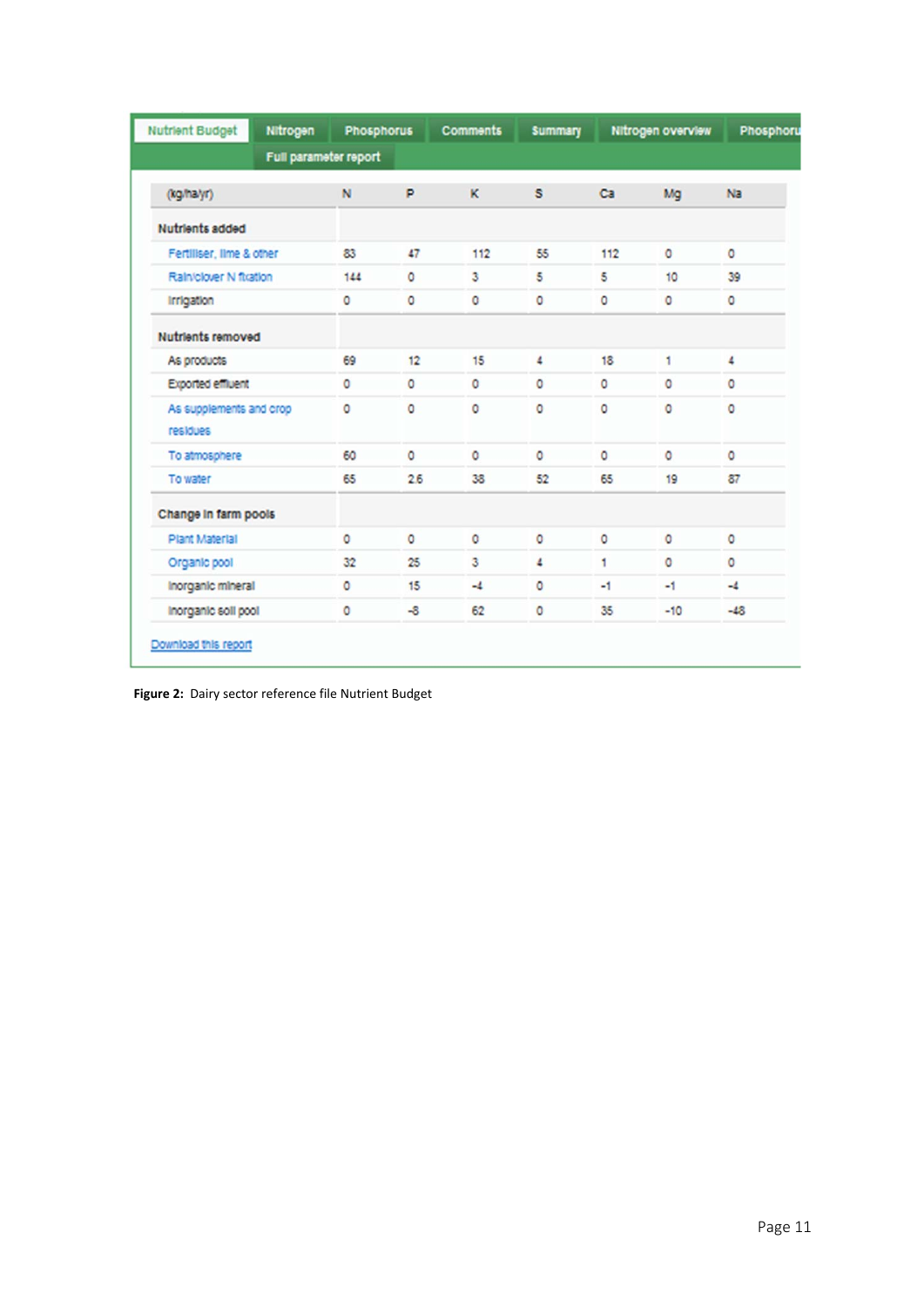| Nutrient Budget | Nitrogen | Phosphorus | Comments | Summary | Nitrogen overview | Phosphoru |
|---|---|---|---|---|---|---|
| | Full parameter report | | | | | |

| (kg/ha/yr) | N | P | K | S | Ca | Mg | Na |
|---|---|---|---|---|---|---|---|
| **Nutrients added** | | | | | | | |
| Fertiliser, lime & other | 83 | 47 | 112 | 55 | 112 | 0 | 0 |
| Rain/clover N fixation | 144 | 0 | 3 | 5 | 5 | 10 | 39 |
| Irrigation | 0 | 0 | 0 | 0 | 0 | 0 | 0 |
| **Nutrients removed** | | | | | | | |
| As products | 69 | 12 | 15 | 4 | 18 | 1 | 4 |
| Exported effluent | 0 | 0 | 0 | 0 | 0 | 0 | 0 |
| As supplements and crop residues | 0 | 0 | 0 | 0 | 0 | 0 | 0 |
| To atmosphere | 60 | 0 | 0 | 0 | 0 | 0 | 0 |
| To water | 65 | 2.6 | 38 | 52 | 65 | 19 | 87 |
| **Change in farm pools** | | | | | | | |
| Plant Material | 0 | 0 | 0 | 0 | 0 | 0 | 0 |
| Organic pool | 32 | 25 | 3 | 4 | 1 | 0 | 0 |
| Inorganic mineral | 0 | 15 | -4 | 0 | -1 | -1 | -4 |
| Inorganic soil pool | 0 | -8 | 62 | 0 | 35 | -10 | -48 |

Download this report

**Figure 2:** Dairy sector reference file Nutrient Budget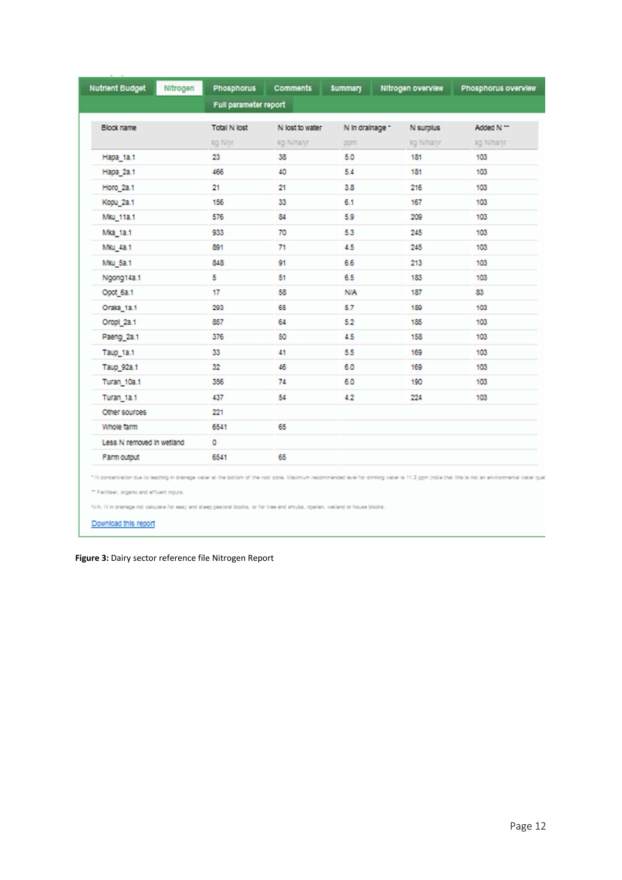| Nutrient Budget | Nitrogen | Phosphorus | Comments | Summary | Nitrogen overview | Phosphorus overview |
|---|---|---|---|---|---|---|

Full parameter report

| Block name | Total N lost | N lost to water | N in drainage * | N surplus | Added N ** |
|---|---|---|---|---|---|
| | kg N/yr | kg N/ha/yr | ppm | kg N/ha/yr | kg N/ha/yr |
| Hapa_1a.1 | 23 | 38 | 5.0 | 181 | 103 |
| Hapa_2a.1 | 466 | 40 | 5.4 | 181 | 103 |
| Horo_2a.1 | 21 | 21 | 3.8 | 216 | 103 |
| Kopu_2a.1 | 156 | 33 | 6.1 | 167 | 103 |
| Mku_11a.1 | 576 | 84 | 5.9 | 209 | 103 |
| Mka_1a.1 | 933 | 70 | 5.3 | 245 | 103 |
| Mku_4a.1 | 891 | 71 | 4.5 | 245 | 103 |
| Mku_5a.1 | 848 | 91 | 6.6 | 213 | 103 |
| Ngong14a.1 | 5 | 51 | 6.5 | 183 | 103 |
| Opot_6a.1 | 17 | 58 | N/A | 187 | 83 |
| Oraka_1a.1 | 293 | 65 | 5.7 | 189 | 103 |
| Oropi_2a.1 | 857 | 64 | 5.2 | 185 | 103 |
| Paeng_2a.1 | 376 | 50 | 4.5 | 158 | 103 |
| Taup_1a.1 | 33 | 41 | 5.5 | 169 | 103 |
| Taup_92a.1 | 32 | 46 | 6.0 | 169 | 103 |
| Turan_10a.1 | 356 | 74 | 6.0 | 190 | 103 |
| Turan_1a.1 | 437 | 54 | 4.2 | 224 | 103 |
| Other sources | 221 | | | | |
| Whole farm | 6541 | 65 | | | |
| Less N removed in wetland | 0 | | | | |
| Farm output | 6541 | 65 | | | |

* N concentration due to leaching in drainage water at the bottom of the root zone. Maximum recommended level for drinking water is 11.3 ppm (note that this is not an environmental water qual

** Fertiliser, organic and effluent inputs.

N/A: N in drainage not calculable for easy and steep pastoral blocks, or for tree and shrubs, riparian, wetland or house blocks.

Download this report

**Figure 3:** Dairy sector reference file Nitrogen Report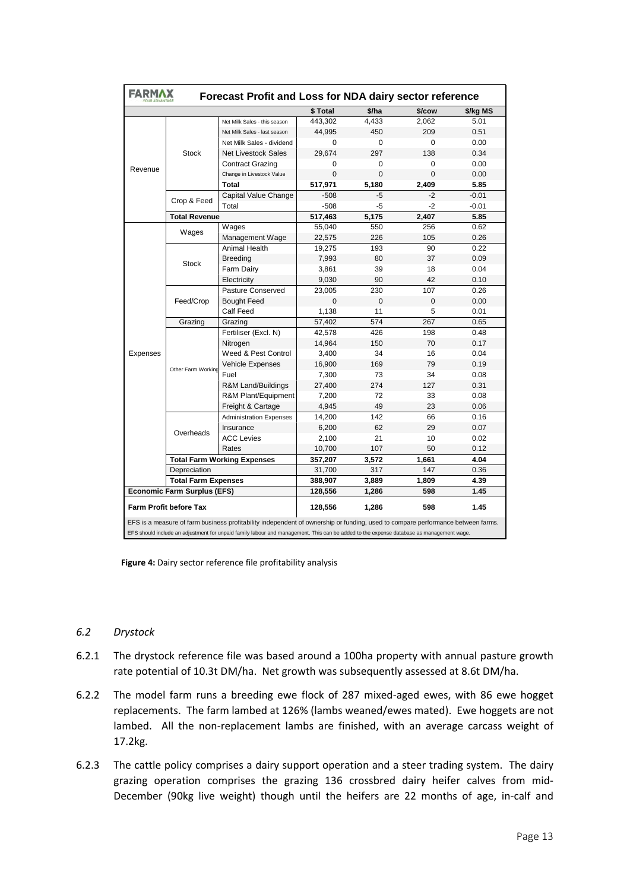| FARMAX | | Forecast Profit and Loss for NDA dairy sector reference | | | | |
|---|---|---|---|---|---|---|
| | | | $ Total | $/ha | $/cow | $/kg MS |
| Revenue | Stock | Net Milk Sales - this season | 443,302 | 4,433 | 2,062 | 5.01 |
| | | Net Milk Sales - last season | 44,995 | 450 | 209 | 0.51 |
| | | Net Milk Sales - dividend | 0 | 0 | 0 | 0.00 |
| | | Net Livestock Sales | 29,674 | 297 | 138 | 0.34 |
| | | Contract Grazing | 0 | 0 | 0 | 0.00 |
| | | Change in Livestock Value | 0 | 0 | 0 | 0.00 |
| | | **Total** | **517,971** | **5,180** | **2,409** | **5.85** |
| | Crop & Feed | Capital Value Change | -508 | -5 | -2 | -0.01 |
| | | Total | -508 | -5 | -2 | -0.01 |
| | **Total Revenue** | | **517,463** | **5,175** | **2,407** | **5.85** |
| Expenses | Wages | Wages | 55,040 | 550 | 256 | 0.62 |
| | | Management Wage | 22,575 | 226 | 105 | 0.26 |
| | Stock | Animal Health | 19,275 | 193 | 90 | 0.22 |
| | | Breeding | 7,993 | 80 | 37 | 0.09 |
| | | Farm Dairy | 3,861 | 39 | 18 | 0.04 |
| | | Electricity | 9,030 | 90 | 42 | 0.10 |
| | Feed/Crop | Pasture Conserved | 23,005 | 230 | 107 | 0.26 |
| | | Bought Feed | 0 | 0 | 0 | 0.00 |
| | | Calf Feed | 1,138 | 11 | 5 | 0.01 |
| | Grazing | Grazing | 57,402 | 574 | 267 | 0.65 |
| | Other Farm Working | Fertiliser (Excl. N) | 42,578 | 426 | 198 | 0.48 |
| | | Nitrogen | 14,964 | 150 | 70 | 0.17 |
| | | Weed & Pest Control | 3,400 | 34 | 16 | 0.04 |
| | | Vehicle Expenses | 16,900 | 169 | 79 | 0.19 |
| | | Fuel | 7,300 | 73 | 34 | 0.08 |
| | | R&M Land/Buildings | 27,400 | 274 | 127 | 0.31 |
| | | R&M Plant/Equipment | 7,200 | 72 | 33 | 0.08 |
| | | Freight & Cartage | 4,945 | 49 | 23 | 0.06 |
| | Overheads | Administration Expenses | 14,200 | 142 | 66 | 0.16 |
| | | Insurance | 6,200 | 62 | 29 | 0.07 |
| | | ACC Levies | 2,100 | 21 | 10 | 0.02 |
| | | Rates | 10,700 | 107 | 50 | 0.12 |
| | **Total Farm Working Expenses** | | **357,207** | **3,572** | **1,661** | **4.04** |
| | Depreciation | | 31,700 | 317 | 147 | 0.36 |
| | **Total Farm Expenses** | | **388,907** | **3,889** | **1,809** | **4.39** |
| **Economic Farm Surplus (EFS)** | | | **128,556** | **1,286** | **598** | **1.45** |
| **Farm Profit before Tax** | | | **128,556** | **1,286** | **598** | **1.45** |

EFS is a measure of farm business profitability independent of ownership or funding, used to compare performance between farms.
EFS should include an adjustment for unpaid family labour and management. This can be added to the expense database as management wage.

**Figure 4:** Dairy sector reference file profitability analysis

### *6.2 Drystock*

6.2.1 The drystock reference file was based around a 100ha property with annual pasture growth rate potential of 10.3t DM/ha. Net growth was subsequently assessed at 8.6t DM/ha.

6.2.2 The model farm runs a breeding ewe flock of 287 mixed-aged ewes, with 86 ewe hogget replacements. The farm lambed at 126% (lambs weaned/ewes mated). Ewe hoggets are not lambed. All the non-replacement lambs are finished, with an average carcass weight of 17.2kg.

6.2.3 The cattle policy comprises a dairy support operation and a steer trading system. The dairy grazing operation comprises the grazing 136 crossbred dairy heifer calves from mid-December (90kg live weight) though until the heifers are 22 months of age, in-calf and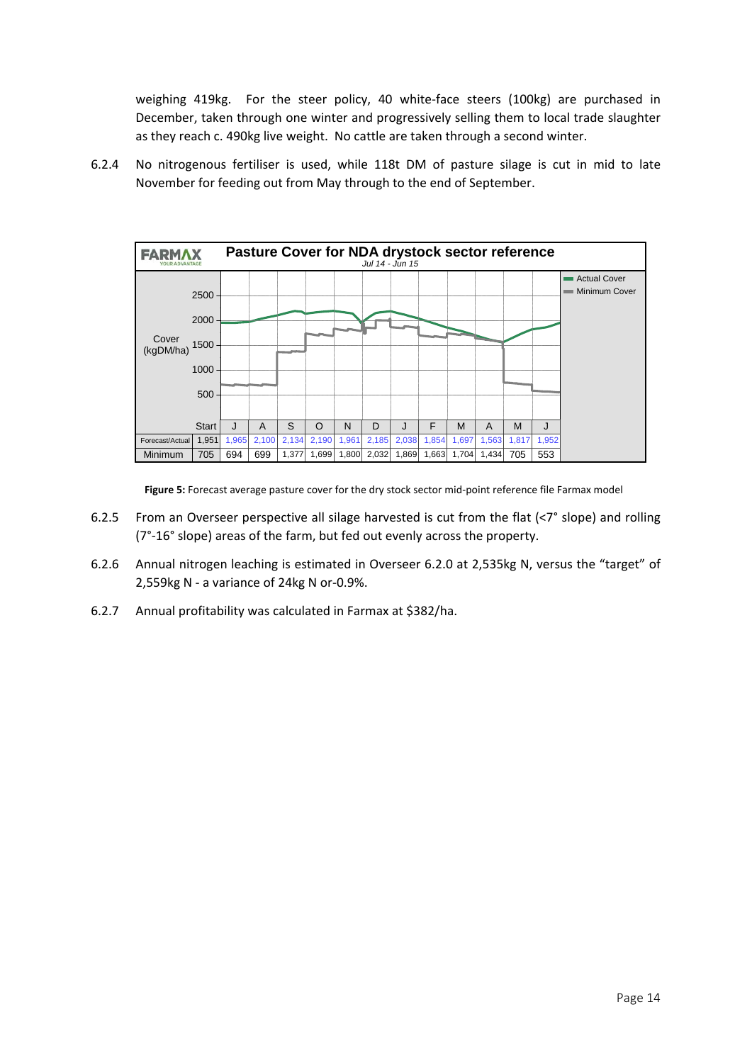weighing 419kg. For the steer policy, 40 white-face steers (100kg) are purchased in December, taken through one winter and progressively selling them to local trade slaughter as they reach c. 490kg live weight. No cattle are taken through a second winter.

6.2.4 No nitrogenous fertiliser is used, while 118t DM of pasture silage is cut in mid to late November for feeding out from May through to the end of September.

**Pasture Cover for NDA drystock sector reference**
*Jul 14 - Jun 15*

| | Start | J | A | S | O | N | D | J | F | M | A | M | J |
|---|---|---|---|---|---|---|---|---|---|---|---|---|---|
| Forecast/Actual | 1,951 | 1,965 | 2,100 | 2,134 | 2,190 | 1,961 | 2,185 | 2,038 | 1,854 | 1,697 | 1,563 | 1,817 | 1,952 |
| Minimum | 705 | 694 | 699 | 1,377 | 1,699 | 1,800 | 2,032 | 1,869 | 1,663 | 1,704 | 1,434 | 705 | 553 |

**Figure 5:** Forecast average pasture cover for the dry stock sector mid-point reference file Farmax model

6.2.5 From an Overseer perspective all silage harvested is cut from the flat (<7° slope) and rolling (7°-16° slope) areas of the farm, but fed out evenly across the property.

6.2.6 Annual nitrogen leaching is estimated in Overseer 6.2.0 at 2,535kg N, versus the "target" of 2,559kg N - a variance of 24kg N or-0.9%.

6.2.7 Annual profitability was calculated in Farmax at $382/ha.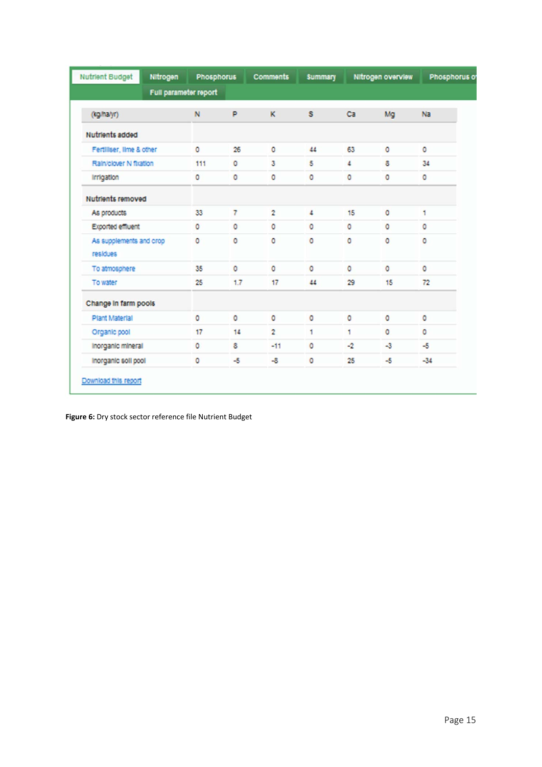| Nutrient Budget | Nitrogen | Phosphorus | Comments | Summary | Nitrogen overview | Phosphorus o |
|---|---|---|---|---|---|---|
| | Full parameter report | | | | | |

| (kg/ha/yr) | N | P | K | S | Ca | Mg | Na |
|---|---|---|---|---|---|---|---|
| **Nutrients added** | | | | | | | |
| Fertiliser, lime & other | 0 | 26 | 0 | 44 | 63 | 0 | 0 |
| Rain/clover N fixation | 111 | 0 | 3 | 5 | 4 | 8 | 34 |
| Irrigation | 0 | 0 | 0 | 0 | 0 | 0 | 0 |
| **Nutrients removed** | | | | | | | |
| As products | 33 | 7 | 2 | 4 | 15 | 0 | 1 |
| Exported effluent | 0 | 0 | 0 | 0 | 0 | 0 | 0 |
| As supplements and crop residues | 0 | 0 | 0 | 0 | 0 | 0 | 0 |
| To atmosphere | 35 | 0 | 0 | 0 | 0 | 0 | 0 |
| To water | 25 | 1.7 | 17 | 44 | 29 | 15 | 72 |
| **Change in farm pools** | | | | | | | |
| Plant Material | 0 | 0 | 0 | 0 | 0 | 0 | 0 |
| Organic pool | 17 | 14 | 2 | 1 | 1 | 0 | 0 |
| Inorganic mineral | 0 | 8 | -11 | 0 | -2 | -3 | -5 |
| Inorganic soil pool | 0 | -5 | -8 | 0 | 25 | -5 | -34 |

Download this report

**Figure 6:** Dry stock sector reference file Nutrient Budget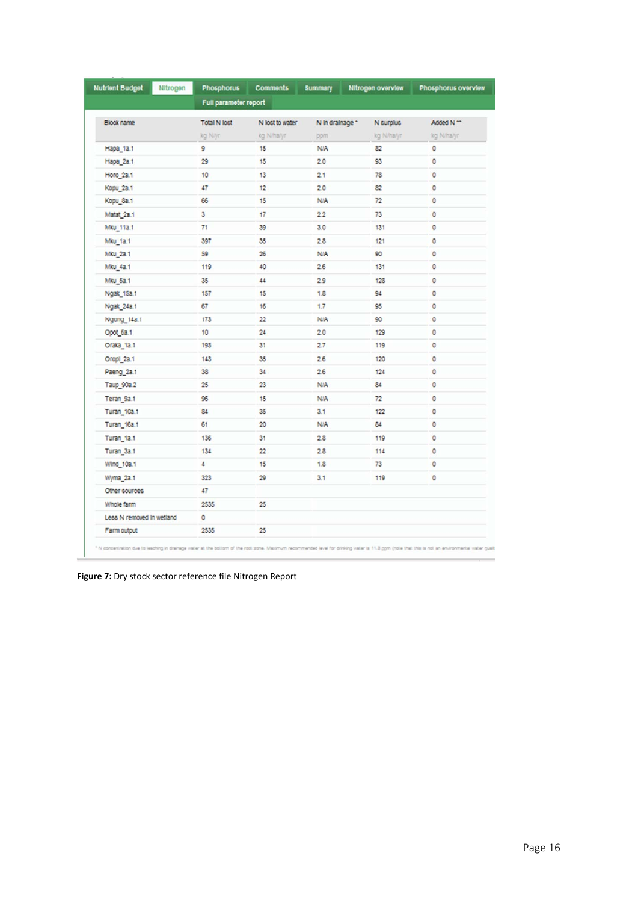| Nutrient Budget | Nitrogen | Phosphorus | Comments | Summary | Nitrogen overview | Phosphorus overview |
|---|---|---|---|---|---|---|

Full parameter report

| Block name | Total N lost | N lost to water | N in drainage * | N surplus | Added N ** |
|---|---|---|---|---|---|
| | kg N/yr | kg N/ha/yr | ppm | kg N/ha/yr | kg N/ha/yr |
| Hapa_1a.1 | 9 | 15 | N/A | 82 | 0 |
| Hapa_2a.1 | 29 | 15 | 2.0 | 93 | 0 |
| Horo_2a.1 | 10 | 13 | 2.1 | 78 | 0 |
| Kopu_2a.1 | 47 | 12 | 2.0 | 82 | 0 |
| Kopu_8a.1 | 66 | 15 | N/A | 72 | 0 |
| Matat_2a.1 | 3 | 17 | 2.2 | 73 | 0 |
| Mku_11a.1 | 71 | 39 | 3.0 | 131 | 0 |
| Mku_1a.1 | 397 | 35 | 2.8 | 121 | 0 |
| Mku_2a.1 | 59 | 26 | N/A | 90 | 0 |
| Mku_4a.1 | 119 | 40 | 2.6 | 131 | 0 |
| Mku_5a.1 | 35 | 44 | 2.9 | 128 | 0 |
| Ngak_15a.1 | 157 | 15 | 1.8 | 94 | 0 |
| Ngak_24a.1 | 67 | 16 | 1.7 | 95 | 0 |
| Ngong_14a.1 | 173 | 22 | N/A | 90 | 0 |
| Opot_6a.1 | 10 | 24 | 2.0 | 129 | 0 |
| Oraka_1a.1 | 193 | 31 | 2.7 | 119 | 0 |
| Oropi_2a.1 | 143 | 35 | 2.6 | 120 | 0 |
| Paeng_2a.1 | 38 | 34 | 2.6 | 124 | 0 |
| Taup_90a.2 | 25 | 23 | N/A | 84 | 0 |
| Teran_9a.1 | 96 | 15 | N/A | 72 | 0 |
| Turan_10a.1 | 84 | 35 | 3.1 | 122 | 0 |
| Turan_16a.1 | 61 | 20 | N/A | 84 | 0 |
| Turan_1a.1 | 136 | 31 | 2.8 | 119 | 0 |
| Turan_3a.1 | 134 | 22 | 2.8 | 114 | 0 |
| Wind_10a.1 | 4 | 15 | 1.8 | 73 | 0 |
| Wyma_2a.1 | 323 | 29 | 3.1 | 119 | 0 |
| Other sources | 47 | | | | |
| Whole farm | 2535 | 25 | | | |
| Less N removed in wetland | 0 | | | | |
| Farm output | 2535 | 25 | | | |

* N concentration due to leaching in drainage water at the bottom of the root zone. Maximum recommended level for drinking water is 11.3 ppm (note that this is not an environmental water quali

**Figure 7:** Dry stock sector reference file Nitrogen Report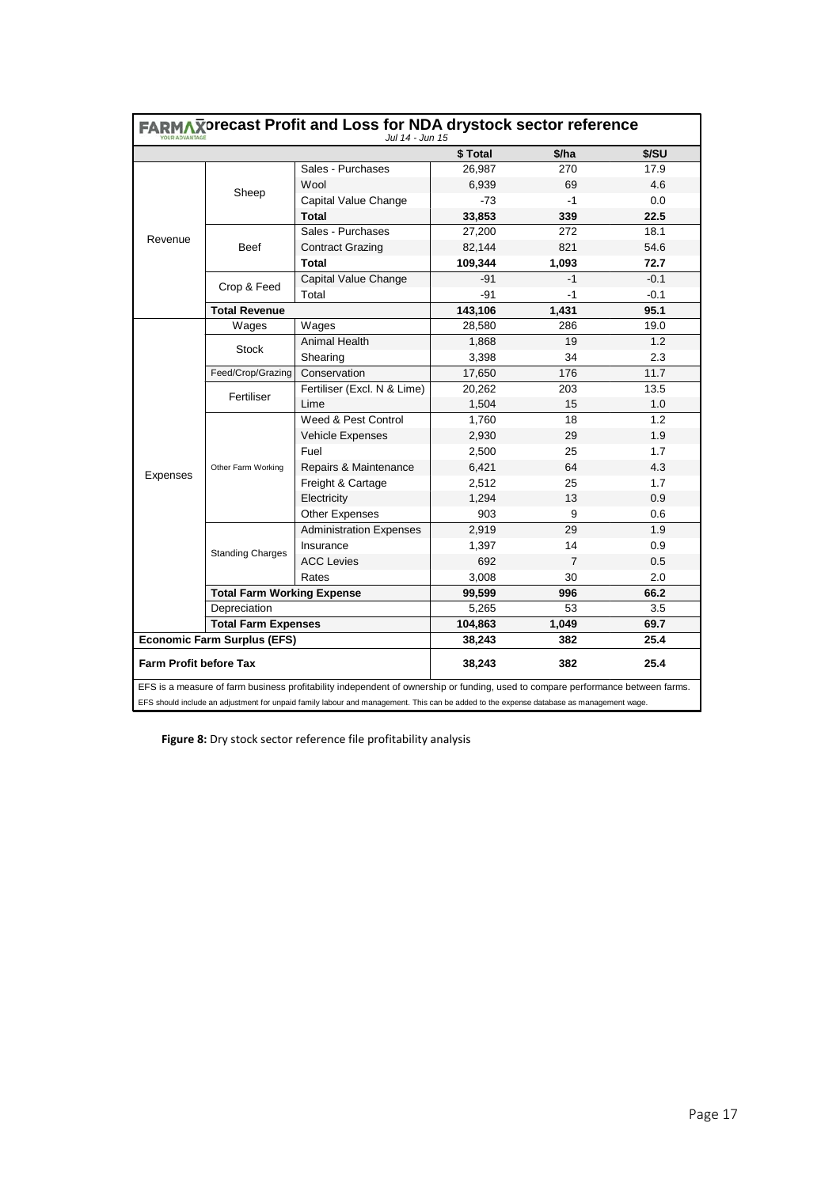**Forecast Profit and Loss for NDA drystock sector reference**

*Jul 14 - Jun 15*

| | | | $ Total | $/ha | $/SU |
|---|---|---|---|---|---|
| Revenue | Sheep | Sales - Purchases | 26,987 | 270 | 17.9 |
| | | Wool | 6,939 | 69 | 4.6 |
| | | Capital Value Change | -73 | -1 | 0.0 |
| | | **Total** | **33,853** | **339** | **22.5** |
| | Beef | Sales - Purchases | 27,200 | 272 | 18.1 |
| | | Contract Grazing | 82,144 | 821 | 54.6 |
| | | **Total** | **109,344** | **1,093** | **72.7** |
| | Crop & Feed | Capital Value Change | -91 | -1 | -0.1 |
| | | Total | -91 | -1 | -0.1 |
| | **Total Revenue** | | **143,106** | **1,431** | **95.1** |
| Expenses | Wages | Wages | 28,580 | 286 | 19.0 |
| | Stock | Animal Health | 1,868 | 19 | 1.2 |
| | | Shearing | 3,398 | 34 | 2.3 |
| | Feed/Crop/Grazing | Conservation | 17,650 | 176 | 11.7 |
| | Fertiliser | Fertiliser (Excl. N & Lime) | 20,262 | 203 | 13.5 |
| | | Lime | 1,504 | 15 | 1.0 |
| | Other Farm Working | Weed & Pest Control | 1,760 | 18 | 1.2 |
| | | Vehicle Expenses | 2,930 | 29 | 1.9 |
| | | Fuel | 2,500 | 25 | 1.7 |
| | | Repairs & Maintenance | 6,421 | 64 | 4.3 |
| | | Freight & Cartage | 2,512 | 25 | 1.7 |
| | | Electricity | 1,294 | 13 | 0.9 |
| | | Other Expenses | 903 | 9 | 0.6 |
| | Standing Charges | Administration Expenses | 2,919 | 29 | 1.9 |
| | | Insurance | 1,397 | 14 | 0.9 |
| | | ACC Levies | 692 | 7 | 0.5 |
| | | Rates | 3,008 | 30 | 2.0 |
| | **Total Farm Working Expense** | | **99,599** | **996** | **66.2** |
| | Depreciation | | 5,265 | 53 | 3.5 |
| | **Total Farm Expenses** | | **104,863** | **1,049** | **69.7** |
| **Economic Farm Surplus (EFS)** | | | **38,243** | **382** | **25.4** |
| **Farm Profit before Tax** | | | **38,243** | **382** | **25.4** |

EFS is a measure of farm business profitability independent of ownership or funding, used to compare performance between farms.

EFS should include an adjustment for unpaid family labour and management. This can be added to the expense database as management wage.

**Figure 8:** Dry stock sector reference file profitability analysis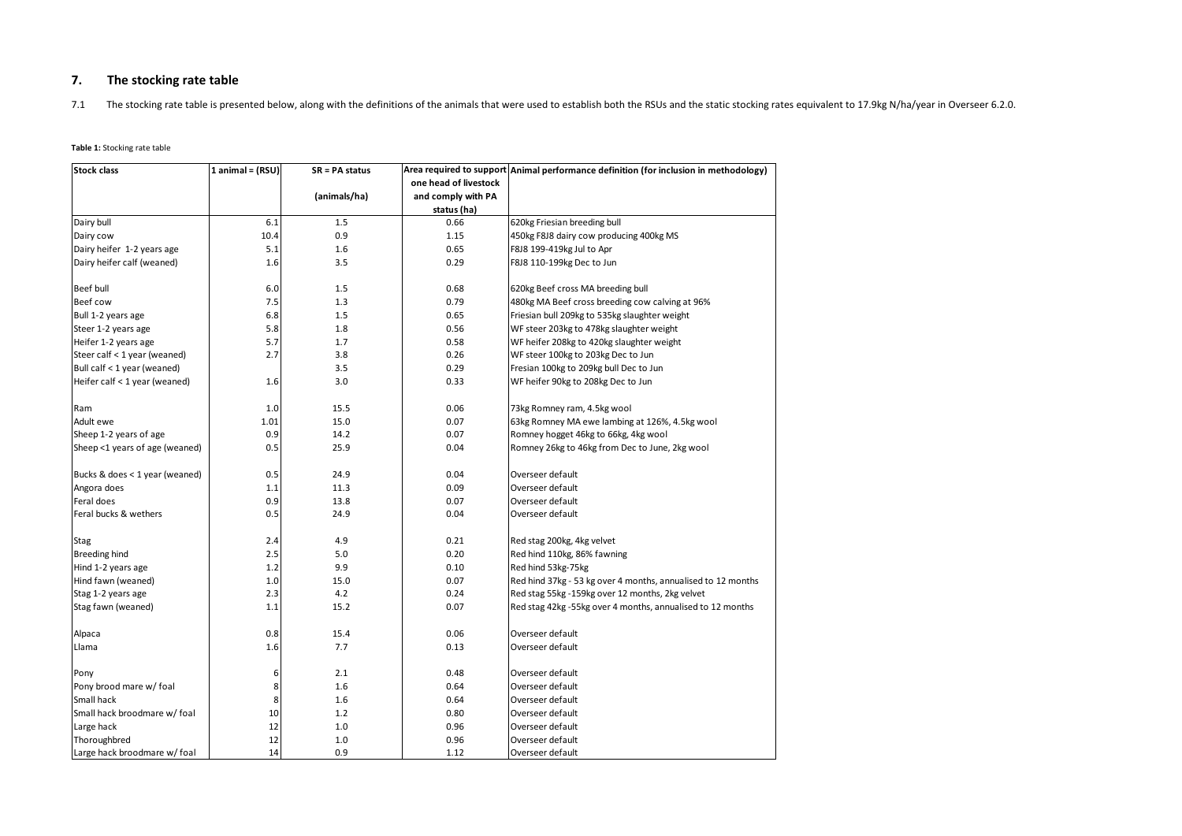## 7. The stocking rate table

7.1 The stocking rate table is presented below, along with the definitions of the animals that were used to establish both the RSUs and the static stocking rates equivalent to 17.9kg N/ha/year in Overseer 6.2.0.

**Table 1:** Stocking rate table

| Stock class | 1 animal = (RSU) | SR = PA status (animals/ha) | Area required to support one head of livestock and comply with PA status (ha) | Animal performance definition (for inclusion in methodology) |
|---|---|---|---|---|
| Dairy bull | 6.1 | 1.5 | 0.66 | 620kg Friesian breeding bull |
| Dairy cow | 10.4 | 0.9 | 1.15 | 450kg F8J8 dairy cow producing 400kg MS |
| Dairy heifer 1-2 years age | 5.1 | 1.6 | 0.65 | F8J8 199-419kg Jul to Apr |
| Dairy heifer calf (weaned) | 1.6 | 3.5 | 0.29 | F8J8 110-199kg Dec to Jun |
| | | | | |
| Beef bull | 6.0 | 1.5 | 0.68 | 620kg Beef cross MA breeding bull |
| Beef cow | 7.5 | 1.3 | 0.79 | 480kg MA Beef cross breeding cow calving at 96% |
| Bull 1-2 years age | 6.8 | 1.5 | 0.65 | Friesian bull 209kg to 535kg slaughter weight |
| Steer 1-2 years age | 5.8 | 1.8 | 0.56 | WF steer 203kg to 478kg slaughter weight |
| Heifer 1-2 years age | 5.7 | 1.7 | 0.58 | WF heifer 208kg to 420kg slaughter weight |
| Steer calf < 1 year (weaned) | 2.7 | 3.8 | 0.26 | WF steer 100kg to 203kg Dec to Jun |
| Bull calf < 1 year (weaned) | | 3.5 | 0.29 | Fresian 100kg to 209kg bull Dec to Jun |
| Heifer calf < 1 year (weaned) | 1.6 | 3.0 | 0.33 | WF heifer 90kg to 208kg Dec to Jun |
| | | | | |
| Ram | 1.0 | 15.5 | 0.06 | 73kg Romney ram, 4.5kg wool |
| Adult ewe | 1.01 | 15.0 | 0.07 | 63kg Romney MA ewe lambing at 126%, 4.5kg wool |
| Sheep 1-2 years of age | 0.9 | 14.2 | 0.07 | Romney hogget 46kg to 66kg, 4kg wool |
| Sheep <1 years of age (weaned) | 0.5 | 25.9 | 0.04 | Romney 26kg to 46kg from Dec to June, 2kg wool |
| | | | | |
| Bucks & does < 1 year (weaned) | 0.5 | 24.9 | 0.04 | Overseer default |
| Angora does | 1.1 | 11.3 | 0.09 | Overseer default |
| Feral does | 0.9 | 13.8 | 0.07 | Overseer default |
| Feral bucks & wethers | 0.5 | 24.9 | 0.04 | Overseer default |
| | | | | |
| Stag | 2.4 | 4.9 | 0.21 | Red stag 200kg, 4kg velvet |
| Breeding hind | 2.5 | 5.0 | 0.20 | Red hind 110kg, 86% fawning |
| Hind 1-2 years age | 1.2 | 9.9 | 0.10 | Red hind 53kg-75kg |
| Hind fawn (weaned) | 1.0 | 15.0 | 0.07 | Red hind 37kg - 53 kg over 4 months, annualised to 12 months |
| Stag 1-2 years age | 2.3 | 4.2 | 0.24 | Red stag 55kg -159kg over 12 months, 2kg velvet |
| Stag fawn (weaned) | 1.1 | 15.2 | 0.07 | Red stag 42kg -55kg over 4 months, annualised to 12 months |
| | | | | |
| Alpaca | 0.8 | 15.4 | 0.06 | Overseer default |
| Llama | 1.6 | 7.7 | 0.13 | Overseer default |
| | | | | |
| Pony | 6 | 2.1 | 0.48 | Overseer default |
| Pony brood mare w/ foal | 8 | 1.6 | 0.64 | Overseer default |
| Small hack | 8 | 1.6 | 0.64 | Overseer default |
| Small hack broodmare w/ foal | 10 | 1.2 | 0.80 | Overseer default |
| Large hack | 12 | 1.0 | 0.96 | Overseer default |
| Thoroughbred | 12 | 1.0 | 0.96 | Overseer default |
| Large hack broodmare w/ foal | 14 | 0.9 | 1.12 | Overseer default |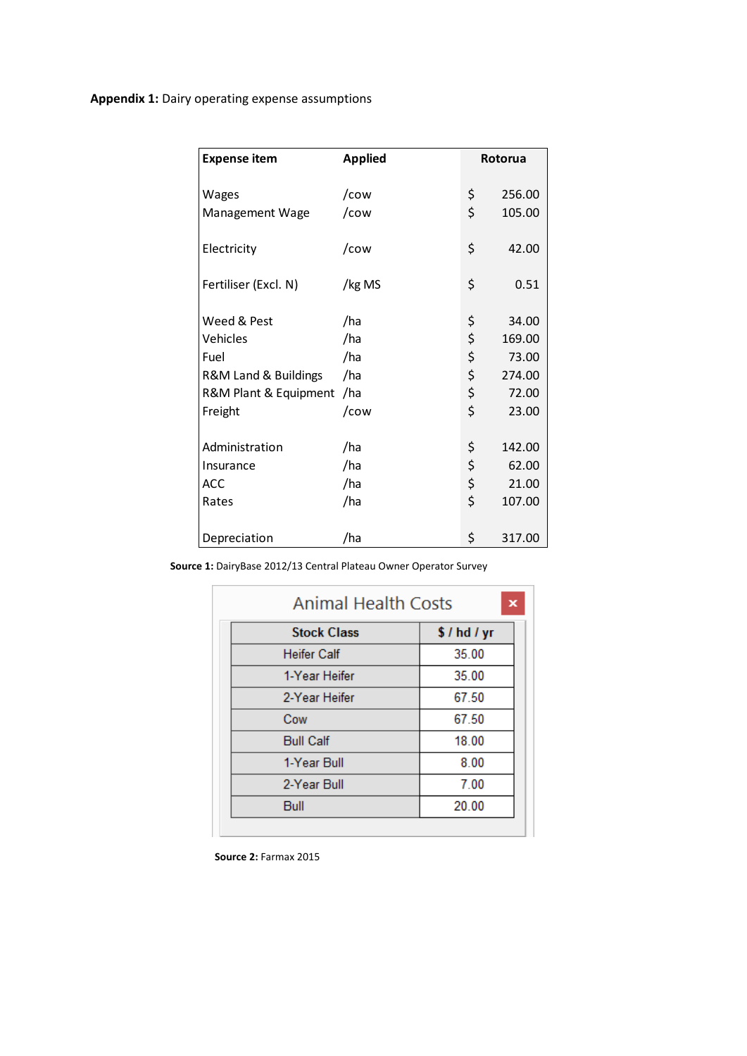**Appendix 1:** Dairy operating expense assumptions

| Expense item | Applied | Rotorua |
|---|---|---|
| Wages | /cow | $ 256.00 |
| Management Wage | /cow | $ 105.00 |
| Electricity | /cow | $ 42.00 |
| Fertiliser (Excl. N) | /kg MS | $ 0.51 |
| Weed & Pest | /ha | $ 34.00 |
| Vehicles | /ha | $ 169.00 |
| Fuel | /ha | $ 73.00 |
| R&M Land & Buildings | /ha | $ 274.00 |
| R&M Plant & Equipment | /ha | $ 72.00 |
| Freight | /cow | $ 23.00 |
| Administration | /ha | $ 142.00 |
| Insurance | /ha | $ 62.00 |
| ACC | /ha | $ 21.00 |
| Rates | /ha | $ 107.00 |
| Depreciation | /ha | $ 317.00 |

**Source 1:** DairyBase 2012/13 Central Plateau Owner Operator Survey

Animal Health Costs

| Stock Class | $ / hd / yr |
|---|---|
| Heifer Calf | 35.00 |
| 1-Year Heifer | 35.00 |
| 2-Year Heifer | 67.50 |
| Cow | 67.50 |
| Bull Calf | 18.00 |
| 1-Year Bull | 8.00 |
| 2-Year Bull | 7.00 |
| Bull | 20.00 |

**Source 2:** Farmax 2015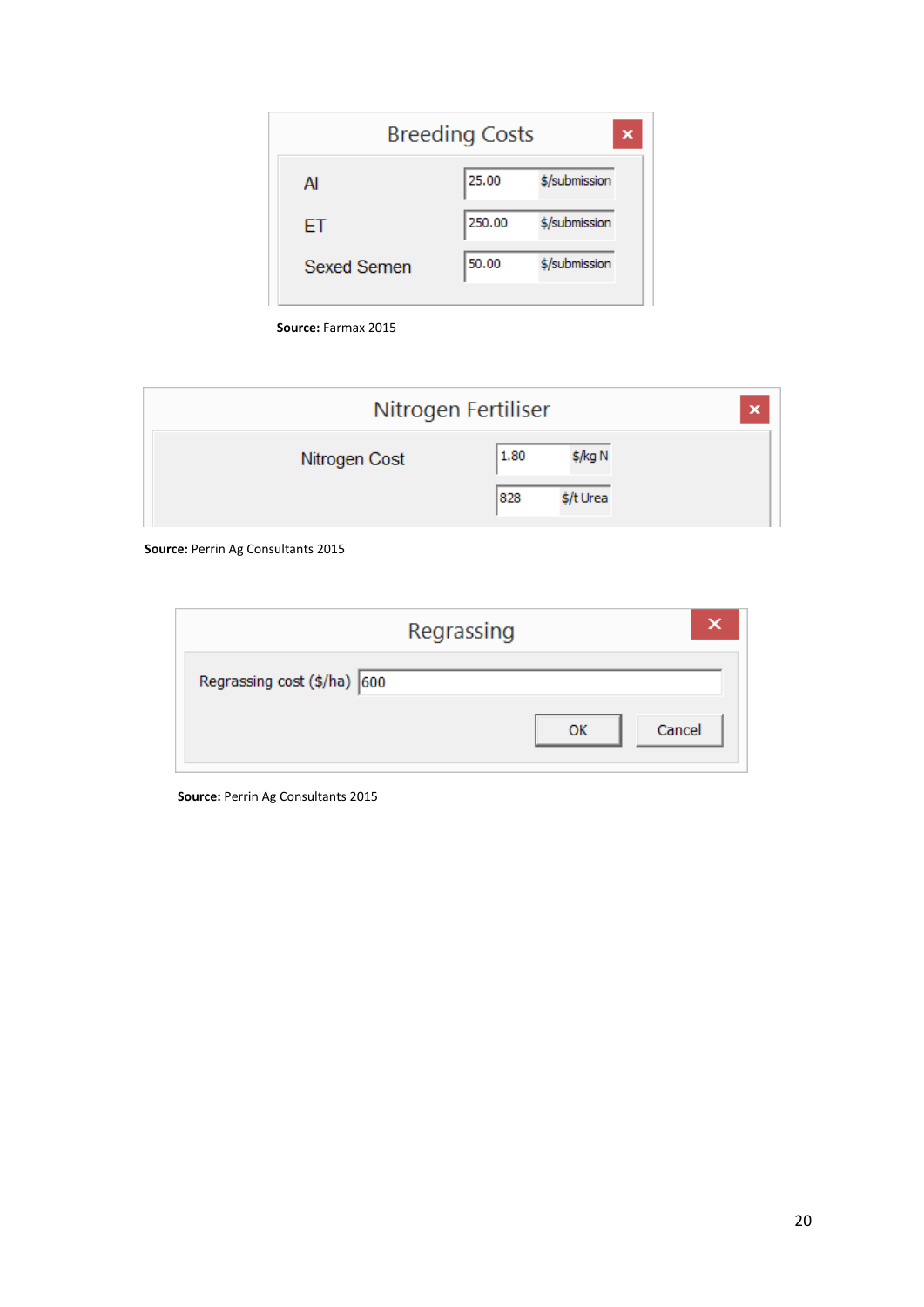**Breeding Costs**

| | | |
|---|---|---|
| AI | 25.00 | $/submission |
| ET | 250.00 | $/submission |
| Sexed Semen | 50.00 | $/submission |

**Source:** Farmax 2015

**Nitrogen Fertiliser**

| | | |
|---|---|---|
| Nitrogen Cost | 1.80 | $/kg N |
| | 828 | $/t Urea |

**Source:** Perrin Ag Consultants 2015

**Regrassing**

Regrassing cost ($/ha) 600

OK Cancel

**Source:** Perrin Ag Consultants 2015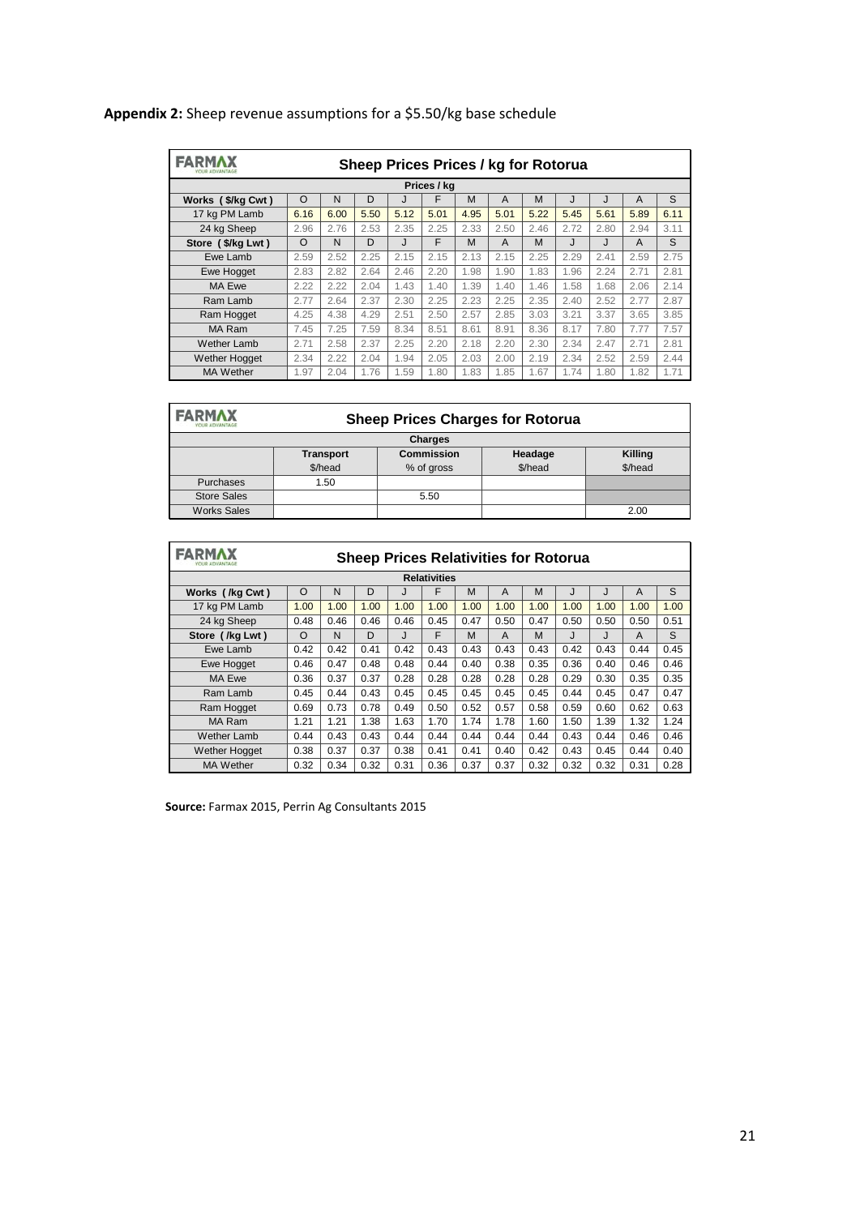**Appendix 2:** Sheep revenue assumptions for a $5.50/kg base schedule

| FARMAX Sheep Prices Prices / kg for Rotorua | | | | | | | | | | | | |
|---|---|---|---|---|---|---|---|---|---|---|---|---|
| Prices / kg | | | | | | | | | | | | |
| Works ( $/kg Cwt ) | O | N | D | J | F | M | A | M | J | J | A | S |
| 17 kg PM Lamb | 6.16 | 6.00 | 5.50 | 5.12 | 5.01 | 4.95 | 5.01 | 5.22 | 5.45 | 5.61 | 5.89 | 6.11 |
| 24 kg Sheep | 2.96 | 2.76 | 2.53 | 2.35 | 2.25 | 2.33 | 2.50 | 2.46 | 2.72 | 2.80 | 2.94 | 3.11 |
| Store ( $/kg Lwt ) | O | N | D | J | F | M | A | M | J | J | A | S |
| Ewe Lamb | 2.59 | 2.52 | 2.25 | 2.15 | 2.15 | 2.13 | 2.15 | 2.25 | 2.29 | 2.41 | 2.59 | 2.75 |
| Ewe Hogget | 2.83 | 2.82 | 2.64 | 2.46 | 2.20 | 1.98 | 1.90 | 1.83 | 1.96 | 2.24 | 2.71 | 2.81 |
| MA Ewe | 2.22 | 2.22 | 2.04 | 1.43 | 1.40 | 1.39 | 1.40 | 1.46 | 1.58 | 1.68 | 2.06 | 2.14 |
| Ram Lamb | 2.77 | 2.64 | 2.37 | 2.30 | 2.25 | 2.23 | 2.25 | 2.35 | 2.40 | 2.52 | 2.77 | 2.87 |
| Ram Hogget | 4.25 | 4.38 | 4.29 | 2.51 | 2.50 | 2.57 | 2.85 | 3.03 | 3.21 | 3.37 | 3.65 | 3.85 |
| MA Ram | 7.45 | 7.25 | 7.59 | 8.34 | 8.51 | 8.61 | 8.91 | 8.36 | 8.17 | 7.80 | 7.77 | 7.57 |
| Wether Lamb | 2.71 | 2.58 | 2.37 | 2.25 | 2.20 | 2.18 | 2.20 | 2.30 | 2.34 | 2.47 | 2.71 | 2.81 |
| Wether Hogget | 2.34 | 2.22 | 2.04 | 1.94 | 2.05 | 2.03 | 2.00 | 2.19 | 2.34 | 2.52 | 2.59 | 2.44 |
| MA Wether | 1.97 | 2.04 | 1.76 | 1.59 | 1.80 | 1.83 | 1.85 | 1.67 | 1.74 | 1.80 | 1.82 | 1.71 |

| FARMAX Sheep Prices Charges for Rotorua | | | | |
|---|---|---|---|---|
| Charges | | | | |
| | Transport $/head | Commission % of gross | Headage $/head | Killing $/head |
| Purchases | 1.50 | | | |
| Store Sales | | 5.50 | | |
| Works Sales | | | | 2.00 |

| FARMAX Sheep Prices Relativities for Rotorua | | | | | | | | | | | | |
|---|---|---|---|---|---|---|---|---|---|---|---|---|
| Relativities | | | | | | | | | | | | |
| Works ( /kg Cwt ) | O | N | D | J | F | M | A | M | J | J | A | S |
| 17 kg PM Lamb | 1.00 | 1.00 | 1.00 | 1.00 | 1.00 | 1.00 | 1.00 | 1.00 | 1.00 | 1.00 | 1.00 | 1.00 |
| 24 kg Sheep | 0.48 | 0.46 | 0.46 | 0.46 | 0.45 | 0.47 | 0.50 | 0.47 | 0.50 | 0.50 | 0.50 | 0.51 |
| Store ( /kg Lwt ) | O | N | D | J | F | M | A | M | J | J | A | S |
| Ewe Lamb | 0.42 | 0.42 | 0.41 | 0.42 | 0.43 | 0.43 | 0.43 | 0.43 | 0.42 | 0.43 | 0.44 | 0.45 |
| Ewe Hogget | 0.46 | 0.47 | 0.48 | 0.48 | 0.44 | 0.40 | 0.38 | 0.35 | 0.36 | 0.40 | 0.46 | 0.46 |
| MA Ewe | 0.36 | 0.37 | 0.37 | 0.28 | 0.28 | 0.28 | 0.28 | 0.28 | 0.29 | 0.30 | 0.35 | 0.35 |
| Ram Lamb | 0.45 | 0.44 | 0.43 | 0.45 | 0.45 | 0.45 | 0.45 | 0.45 | 0.44 | 0.45 | 0.47 | 0.47 |
| Ram Hogget | 0.69 | 0.73 | 0.78 | 0.49 | 0.50 | 0.52 | 0.57 | 0.58 | 0.59 | 0.60 | 0.62 | 0.63 |
| MA Ram | 1.21 | 1.21 | 1.38 | 1.63 | 1.70 | 1.74 | 1.78 | 1.60 | 1.50 | 1.39 | 1.32 | 1.24 |
| Wether Lamb | 0.44 | 0.43 | 0.43 | 0.44 | 0.44 | 0.44 | 0.44 | 0.44 | 0.43 | 0.44 | 0.46 | 0.46 |
| Wether Hogget | 0.38 | 0.37 | 0.37 | 0.38 | 0.41 | 0.41 | 0.40 | 0.42 | 0.43 | 0.45 | 0.44 | 0.40 |
| MA Wether | 0.32 | 0.34 | 0.32 | 0.31 | 0.36 | 0.37 | 0.37 | 0.32 | 0.32 | 0.32 | 0.31 | 0.28 |

**Source:** Farmax 2015, Perrin Ag Consultants 2015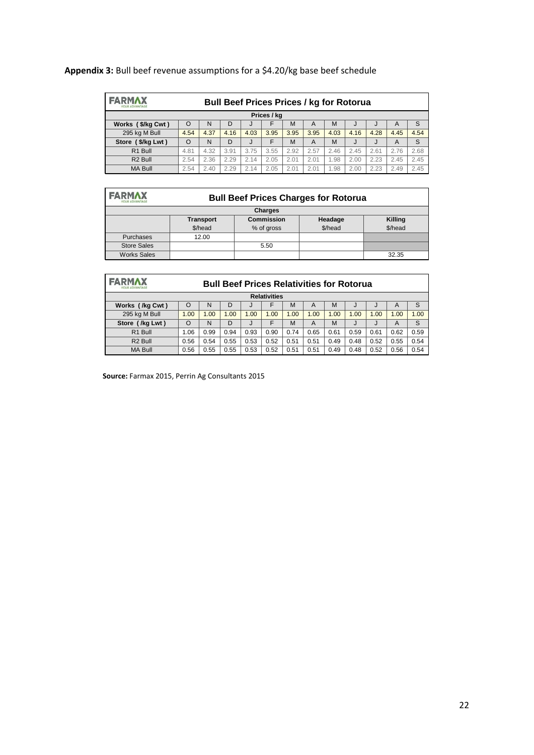**Appendix 3:** Bull beef revenue assumptions for a $4.20/kg base beef schedule

**FARMAX — Bull Beef Prices Prices / kg for Rotorua**

| Prices / kg | | | | | | | | | | | | |
|---|---|---|---|---|---|---|---|---|---|---|---|---|
| **Works ( $/kg Cwt )** | O | N | D | J | F | M | A | M | J | J | A | S |
| 295 kg M Bull | 4.54 | 4.37 | 4.16 | 4.03 | 3.95 | 3.95 | 3.95 | 4.03 | 4.16 | 4.28 | 4.45 | 4.54 |
| **Store ( $/kg Lwt )** | O | N | D | J | F | M | A | M | J | J | A | S |
| R1 Bull | 4.81 | 4.32 | 3.91 | 3.75 | 3.55 | 2.92 | 2.57 | 2.46 | 2.45 | 2.61 | 2.76 | 2.68 |
| R2 Bull | 2.54 | 2.36 | 2.29 | 2.14 | 2.05 | 2.01 | 2.01 | 1.98 | 2.00 | 2.23 | 2.45 | 2.45 |
| MA Bull | 2.54 | 2.40 | 2.29 | 2.14 | 2.05 | 2.01 | 2.01 | 1.98 | 2.00 | 2.23 | 2.49 | 2.45 |

**FARMAX — Bull Beef Prices Charges for Rotorua**

| Charges | Transport $/head | Commission % of gross | Headage $/head | Killing $/head |
|---|---|---|---|---|
| Purchases | 12.00 | | | |
| Store Sales | | 5.50 | | |
| Works Sales | | | | 32.35 |

**FARMAX — Bull Beef Prices Relativities for Rotorua**

| Relativities | | | | | | | | | | | | |
|---|---|---|---|---|---|---|---|---|---|---|---|---|
| **Works ( /kg Cwt )** | O | N | D | J | F | M | A | M | J | J | A | S |
| 295 kg M Bull | 1.00 | 1.00 | 1.00 | 1.00 | 1.00 | 1.00 | 1.00 | 1.00 | 1.00 | 1.00 | 1.00 | 1.00 |
| **Store ( /kg Lwt )** | O | N | D | J | F | M | A | M | J | J | A | S |
| R1 Bull | 1.06 | 0.99 | 0.94 | 0.93 | 0.90 | 0.74 | 0.65 | 0.61 | 0.59 | 0.61 | 0.62 | 0.59 |
| R2 Bull | 0.56 | 0.54 | 0.55 | 0.53 | 0.52 | 0.51 | 0.51 | 0.49 | 0.48 | 0.52 | 0.55 | 0.54 |
| MA Bull | 0.56 | 0.55 | 0.55 | 0.53 | 0.52 | 0.51 | 0.51 | 0.49 | 0.48 | 0.52 | 0.56 | 0.54 |

**Source:** Farmax 2015, Perrin Ag Consultants 2015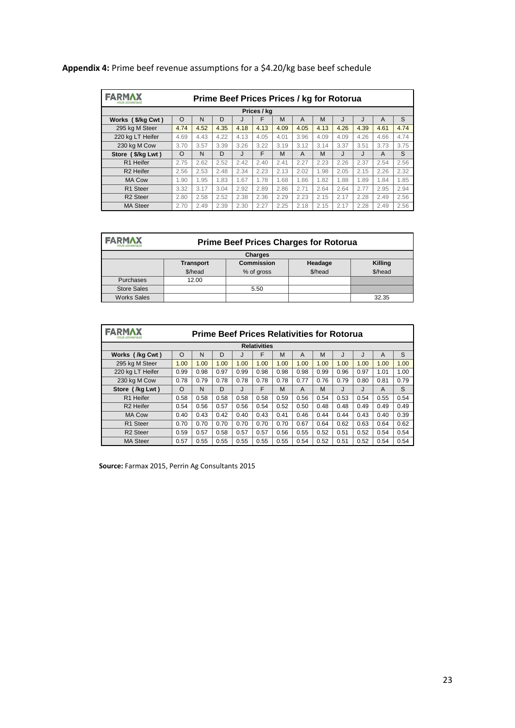**Appendix 4:** Prime beef revenue assumptions for a $4.20/kg base beef schedule

| FARMAX | Prime Beef Prices Prices / kg for Rotorua | | | | | | | | | | | |
|---|---|---|---|---|---|---|---|---|---|---|---|---|
| | Prices / kg | | | | | | | | | | | |
| **Works ( $/kg Cwt )** | O | N | D | J | F | M | A | M | J | J | A | S |
| 295 kg M Steer | 4.74 | 4.52 | 4.35 | 4.18 | 4.13 | 4.09 | 4.05 | 4.13 | 4.26 | 4.39 | 4.61 | 4.74 |
| 220 kg LT Heifer | 4.69 | 4.43 | 4.22 | 4.13 | 4.05 | 4.01 | 3.96 | 4.09 | 4.09 | 4.26 | 4.66 | 4.74 |
| 230 kg M Cow | 3.70 | 3.57 | 3.39 | 3.26 | 3.22 | 3.19 | 3.12 | 3.14 | 3.37 | 3.51 | 3.73 | 3.75 |
| **Store ( $/kg Lwt )** | O | N | D | J | F | M | A | M | J | J | A | S |
| R1 Heifer | 2.75 | 2.62 | 2.52 | 2.42 | 2.40 | 2.41 | 2.27 | 2.23 | 2.26 | 2.37 | 2.54 | 2.56 |
| R2 Heifer | 2.56 | 2.53 | 2.48 | 2.34 | 2.23 | 2.13 | 2.02 | 1.98 | 2.05 | 2.15 | 2.26 | 2.32 |
| MA Cow | 1.90 | 1.95 | 1.83 | 1.67 | 1.78 | 1.68 | 1.86 | 1.82 | 1.88 | 1.89 | 1.84 | 1.85 |
| R1 Steer | 3.32 | 3.17 | 3.04 | 2.92 | 2.89 | 2.86 | 2.71 | 2.64 | 2.64 | 2.77 | 2.95 | 2.94 |
| R2 Steer | 2.80 | 2.58 | 2.52 | 2.38 | 2.36 | 2.29 | 2.23 | 2.15 | 2.17 | 2.28 | 2.49 | 2.56 |
| MA Steer | 2.70 | 2.49 | 2.39 | 2.30 | 2.27 | 2.25 | 2.18 | 2.15 | 2.17 | 2.28 | 2.49 | 2.56 |

| FARMAX | Prime Beef Prices Charges for Rotorua | | | |
|---|---|---|---|---|
| | Charges | | | |
| | **Transport** | **Commission** | **Headage** | **Killing** |
| | $/head | % of gross | $/head | $/head |
| Purchases | 12.00 | | | |
| Store Sales | | 5.50 | | |
| Works Sales | | | | 32.35 |

| FARMAX | Prime Beef Prices Relativities for Rotorua | | | | | | | | | | | |
|---|---|---|---|---|---|---|---|---|---|---|---|---|
| | Relativities | | | | | | | | | | | |
| **Works ( /kg Cwt )** | O | N | D | J | F | M | A | M | J | J | A | S |
| 295 kg M Steer | 1.00 | 1.00 | 1.00 | 1.00 | 1.00 | 1.00 | 1.00 | 1.00 | 1.00 | 1.00 | 1.00 | 1.00 |
| 220 kg LT Heifer | 0.99 | 0.98 | 0.97 | 0.99 | 0.98 | 0.98 | 0.98 | 0.99 | 0.96 | 0.97 | 1.01 | 1.00 |
| 230 kg M Cow | 0.78 | 0.79 | 0.78 | 0.78 | 0.78 | 0.78 | 0.77 | 0.76 | 0.79 | 0.80 | 0.81 | 0.79 |
| **Store ( /kg Lwt )** | O | N | D | J | F | M | A | M | J | J | A | S |
| R1 Heifer | 0.58 | 0.58 | 0.58 | 0.58 | 0.58 | 0.59 | 0.56 | 0.54 | 0.53 | 0.54 | 0.55 | 0.54 |
| R2 Heifer | 0.54 | 0.56 | 0.57 | 0.56 | 0.54 | 0.52 | 0.50 | 0.48 | 0.48 | 0.49 | 0.49 | 0.49 |
| MA Cow | 0.40 | 0.43 | 0.42 | 0.40 | 0.43 | 0.41 | 0.46 | 0.44 | 0.44 | 0.43 | 0.40 | 0.39 |
| R1 Steer | 0.70 | 0.70 | 0.70 | 0.70 | 0.70 | 0.70 | 0.67 | 0.64 | 0.62 | 0.63 | 0.64 | 0.62 |
| R2 Steer | 0.59 | 0.57 | 0.58 | 0.57 | 0.57 | 0.56 | 0.55 | 0.52 | 0.51 | 0.52 | 0.54 | 0.54 |
| MA Steer | 0.57 | 0.55 | 0.55 | 0.55 | 0.55 | 0.55 | 0.54 | 0.52 | 0.51 | 0.52 | 0.54 | 0.54 |

**Source:** Farmax 2015, Perrin Ag Consultants 2015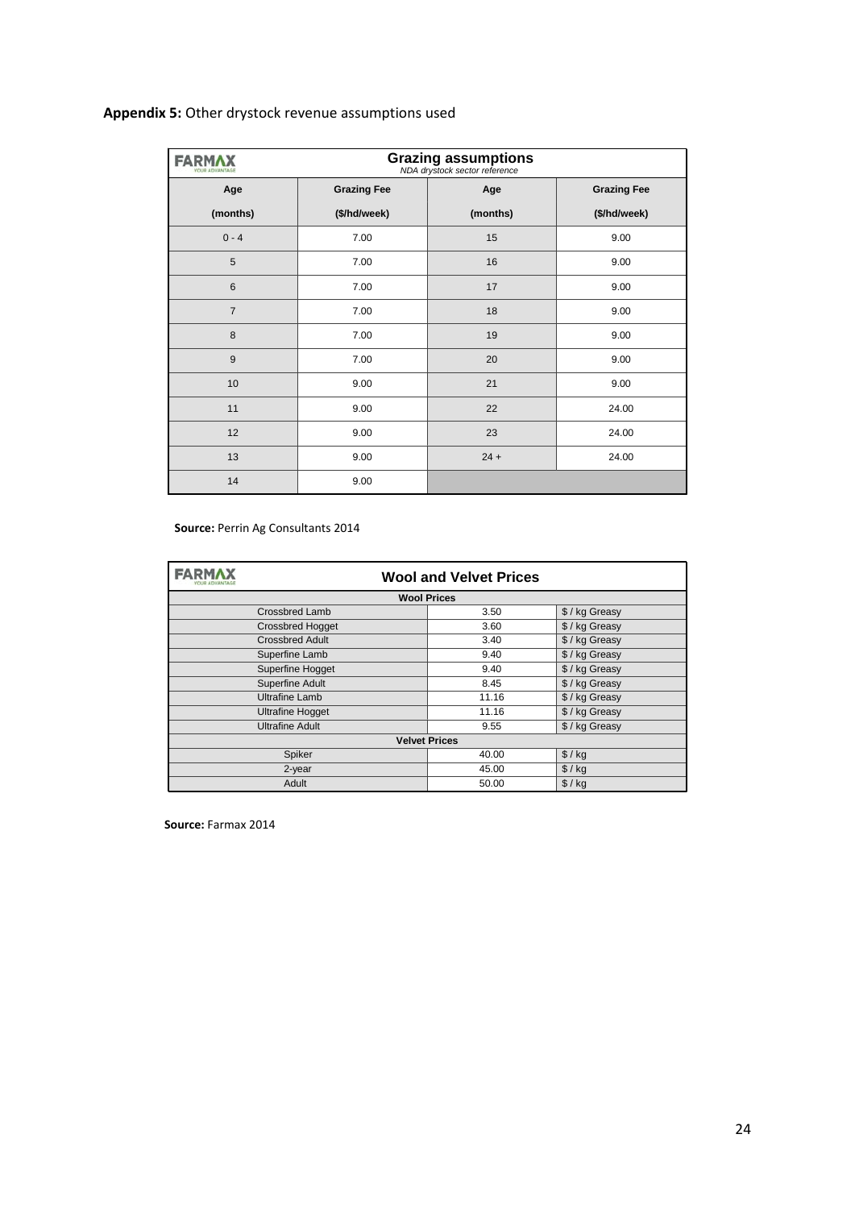**Appendix 5:** Other drystock revenue assumptions used

| FARMAX | Grazing assumptions *NDA drystock sector reference* | | |
|---|---|---|---|
| **Age (months)** | **Grazing Fee ($/hd/week)** | **Age (months)** | **Grazing Fee ($/hd/week)** |
| 0 - 4 | 7.00 | 15 | 9.00 |
| 5 | 7.00 | 16 | 9.00 |
| 6 | 7.00 | 17 | 9.00 |
| 7 | 7.00 | 18 | 9.00 |
| 8 | 7.00 | 19 | 9.00 |
| 9 | 7.00 | 20 | 9.00 |
| 10 | 9.00 | 21 | 9.00 |
| 11 | 9.00 | 22 | 24.00 |
| 12 | 9.00 | 23 | 24.00 |
| 13 | 9.00 | 24 + | 24.00 |
| 14 | 9.00 | | |

**Source:** Perrin Ag Consultants 2014

| FARMAX | Wool and Velvet Prices | |
|---|---|---|
| **Wool Prices** | | |
| Crossbred Lamb | 3.50 | $ / kg Greasy |
| Crossbred Hogget | 3.60 | $ / kg Greasy |
| Crossbred Adult | 3.40 | $ / kg Greasy |
| Superfine Lamb | 9.40 | $ / kg Greasy |
| Superfine Hogget | 9.40 | $ / kg Greasy |
| Superfine Adult | 8.45 | $ / kg Greasy |
| Ultrafine Lamb | 11.16 | $ / kg Greasy |
| Ultrafine Hogget | 11.16 | $ / kg Greasy |
| Ultrafine Adult | 9.55 | $ / kg Greasy |
| **Velvet Prices** | | |
| Spiker | 40.00 | $ / kg |
| 2-year | 45.00 | $ / kg |
| Adult | 50.00 | $ / kg |

**Source:** Farmax 2014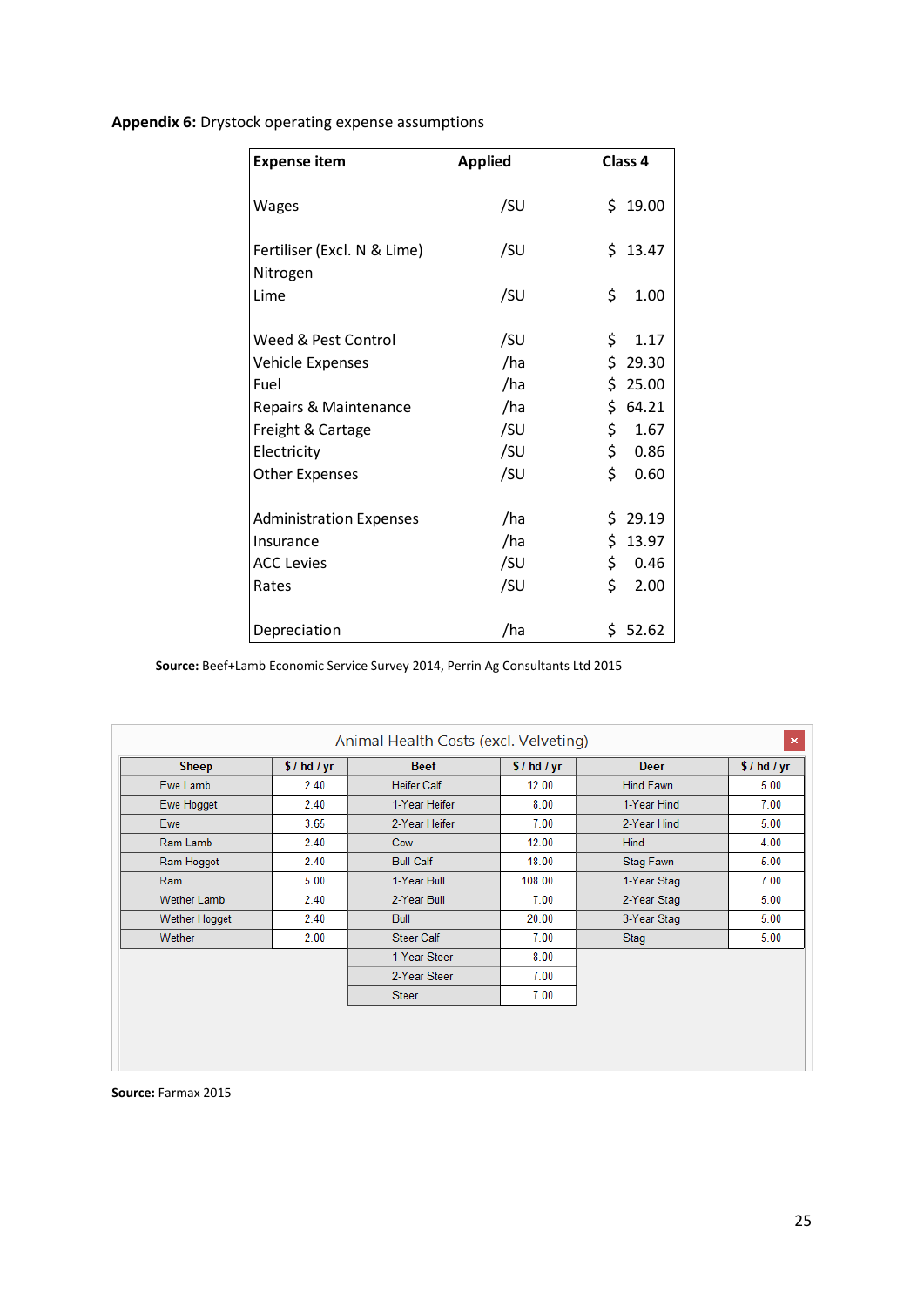**Appendix 6:** Drystock operating expense assumptions

| Expense item | Applied | Class 4 |
|---|---|---|
| Wages | /SU | $ 19.00 |
| Fertiliser (Excl. N & Lime) | /SU | $ 13.47 |
| Nitrogen | | |
| Lime | /SU | $ 1.00 |
| Weed & Pest Control | /SU | $ 1.17 |
| Vehicle Expenses | /ha | $ 29.30 |
| Fuel | /ha | $ 25.00 |
| Repairs & Maintenance | /ha | $ 64.21 |
| Freight & Cartage | /SU | $ 1.67 |
| Electricity | /SU | $ 0.86 |
| Other Expenses | /SU | $ 0.60 |
| Administration Expenses | /ha | $ 29.19 |
| Insurance | /ha | $ 13.97 |
| ACC Levies | /SU | $ 0.46 |
| Rates | /SU | $ 2.00 |
| Depreciation | /ha | $ 52.62 |

**Source:** Beef+Lamb Economic Service Survey 2014, Perrin Ag Consultants Ltd 2015

Animal Health Costs (excl. Velveting)

| Sheep | $ / hd / yr | Beef | $ / hd / yr | Deer | $ / hd / yr |
|---|---|---|---|---|---|
| Ewe Lamb | 2.40 | Heifer Calf | 12.00 | Hind Fawn | 5.00 |
| Ewe Hogget | 2.40 | 1-Year Heifer | 8.00 | 1-Year Hind | 7.00 |
| Ewe | 3.65 | 2-Year Heifer | 7.00 | 2-Year Hind | 5.00 |
| Ram Lamb | 2.40 | Cow | 12.00 | Hind | 4.00 |
| Ram Hogget | 2.40 | Bull Calf | 18.00 | Stag Fawn | 5.00 |
| Ram | 5.00 | 1-Year Bull | 108.00 | 1-Year Stag | 7.00 |
| Wether Lamb | 2.40 | 2-Year Bull | 7.00 | 2-Year Stag | 5.00 |
| Wether Hogget | 2.40 | Bull | 20.00 | 3-Year Stag | 5.00 |
| Wether | 2.00 | Steer Calf | 7.00 | Stag | 5.00 |
| | | 1-Year Steer | 8.00 | | |
| | | 2-Year Steer | 7.00 | | |
| | | Steer | 7.00 | | |

**Source:** Farmax 2015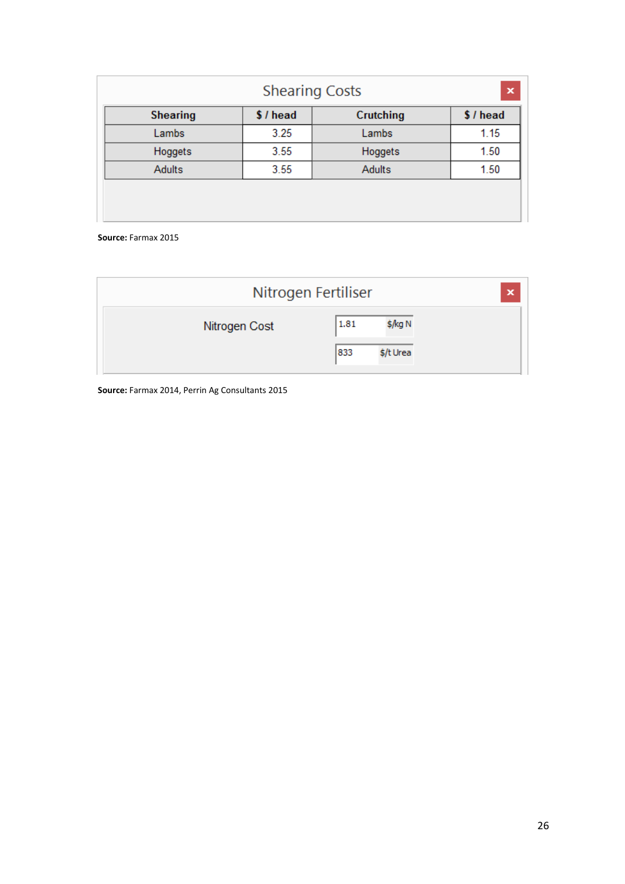## Shearing Costs

| Shearing | $ / head | Crutching | $ / head |
|---|---|---|---|
| Lambs | 3.25 | Lambs | 1.15 |
| Hoggets | 3.55 | Hoggets | 1.50 |
| Adults | 3.55 | Adults | 1.50 |

**Source:** Farmax 2015

## Nitrogen Fertiliser

| | | |
|---|---|---|
| Nitrogen Cost | 1.81 | $/kg N |
| | 833 | $/t Urea |

**Source:** Farmax 2014, Perrin Ag Consultants 2015